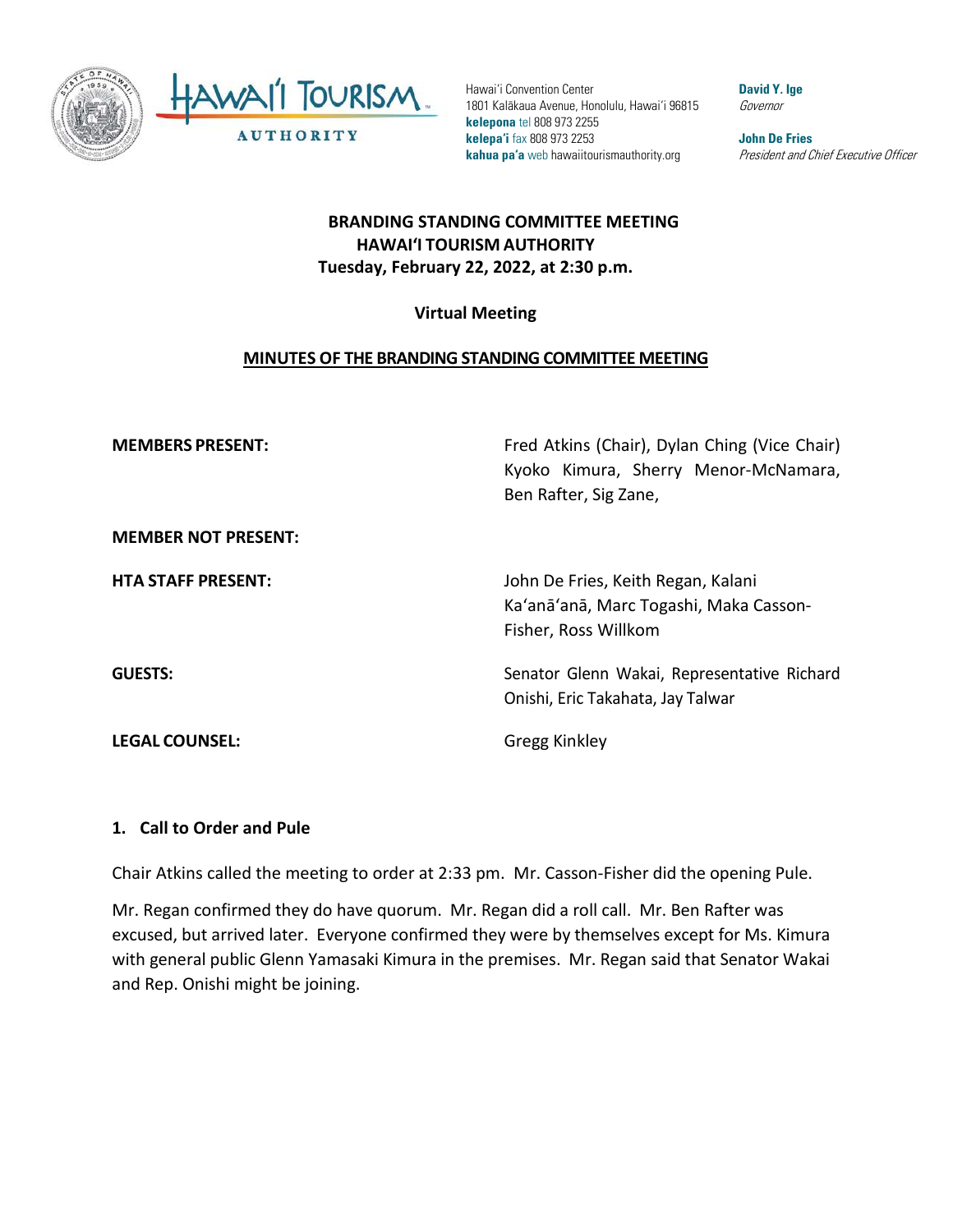Hawai'i Convention Center
1801 Kalākaua Avenue, Honolulu, Hawai'i 96815
**kelepona** tel 808 973 2255
**kelepa'i** fax 808 973 2253
**kahua pa'a** web hawaiitourismauthority.org

**David Y. Ige**
*Governor*

**John De Fries**
*President and Chief Executive Officer*

# BRANDING STANDING COMMITTEE MEETING
## HAWAI'I TOURISM AUTHORITY
### Tuesday, February 22, 2022, at 2:30 p.m.

**Virtual Meeting**

**MINUTES OF THE BRANDING STANDING COMMITTEE MEETING**

| | |
|---|---|
| **MEMBERS PRESENT:** | Fred Atkins (Chair), Dylan Ching (Vice Chair) Kyoko Kimura, Sherry Menor-McNamara, Ben Rafter, Sig Zane, |
| **MEMBER NOT PRESENT:** | |
| **HTA STAFF PRESENT:** | John De Fries, Keith Regan, Kalani Ka'anā'anā, Marc Togashi, Maka Casson-Fisher, Ross Willkom |
| **GUESTS:** | Senator Glenn Wakai, Representative Richard Onishi, Eric Takahata, Jay Talwar |
| **LEGAL COUNSEL:** | Gregg Kinkley |

## 1. Call to Order and Pule

Chair Atkins called the meeting to order at 2:33 pm. Mr. Casson-Fisher did the opening Pule.

Mr. Regan confirmed they do have quorum. Mr. Regan did a roll call. Mr. Ben Rafter was excused, but arrived later. Everyone confirmed they were by themselves except for Ms. Kimura with general public Glenn Yamasaki Kimura in the premises. Mr. Regan said that Senator Wakai and Rep. Onishi might be joining.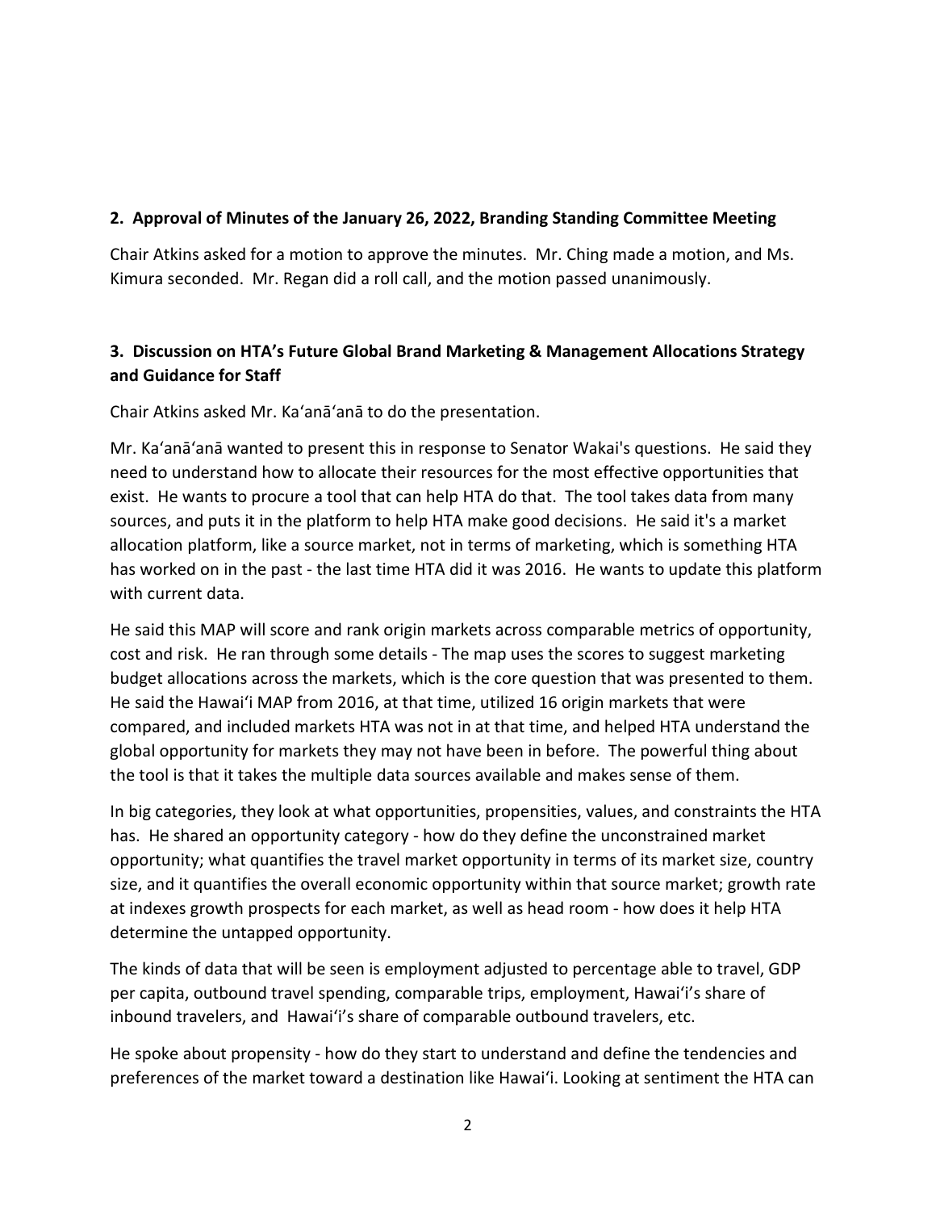**2. Approval of Minutes of the January 26, 2022, Branding Standing Committee Meeting**

Chair Atkins asked for a motion to approve the minutes. Mr. Ching made a motion, and Ms. Kimura seconded. Mr. Regan did a roll call, and the motion passed unanimously.

**3. Discussion on HTA's Future Global Brand Marketing & Management Allocations Strategy and Guidance for Staff**

Chair Atkins asked Mr. Kaʻanāʻanā to do the presentation.

Mr. Kaʻanāʻanā wanted to present this in response to Senator Wakai's questions. He said they need to understand how to allocate their resources for the most effective opportunities that exist. He wants to procure a tool that can help HTA do that. The tool takes data from many sources, and puts it in the platform to help HTA make good decisions. He said it's a market allocation platform, like a source market, not in terms of marketing, which is something HTA has worked on in the past - the last time HTA did it was 2016. He wants to update this platform with current data.

He said this MAP will score and rank origin markets across comparable metrics of opportunity, cost and risk. He ran through some details - The map uses the scores to suggest marketing budget allocations across the markets, which is the core question that was presented to them. He said the Hawaiʻi MAP from 2016, at that time, utilized 16 origin markets that were compared, and included markets HTA was not in at that time, and helped HTA understand the global opportunity for markets they may not have been in before. The powerful thing about the tool is that it takes the multiple data sources available and makes sense of them.

In big categories, they look at what opportunities, propensities, values, and constraints the HTA has. He shared an opportunity category - how do they define the unconstrained market opportunity; what quantifies the travel market opportunity in terms of its market size, country size, and it quantifies the overall economic opportunity within that source market; growth rate at indexes growth prospects for each market, as well as head room - how does it help HTA determine the untapped opportunity.

The kinds of data that will be seen is employment adjusted to percentage able to travel, GDP per capita, outbound travel spending, comparable trips, employment, Hawaiʻi's share of inbound travelers, and Hawaiʻi's share of comparable outbound travelers, etc.

He spoke about propensity - how do they start to understand and define the tendencies and preferences of the market toward a destination like Hawaiʻi. Looking at sentiment the HTA can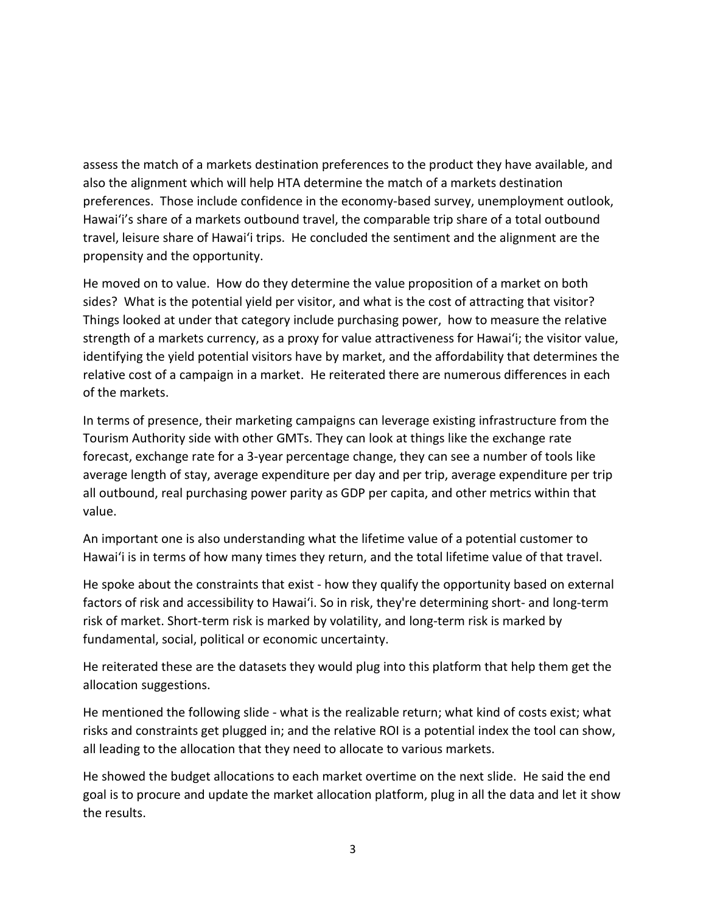assess the match of a markets destination preferences to the product they have available, and also the alignment which will help HTA determine the match of a markets destination preferences. Those include confidence in the economy-based survey, unemployment outlook, Hawaiʻi's share of a markets outbound travel, the comparable trip share of a total outbound travel, leisure share of Hawaiʻi trips. He concluded the sentiment and the alignment are the propensity and the opportunity.

He moved on to value. How do they determine the value proposition of a market on both sides? What is the potential yield per visitor, and what is the cost of attracting that visitor? Things looked at under that category include purchasing power, how to measure the relative strength of a markets currency, as a proxy for value attractiveness for Hawaiʻi; the visitor value, identifying the yield potential visitors have by market, and the affordability that determines the relative cost of a campaign in a market. He reiterated there are numerous differences in each of the markets.

In terms of presence, their marketing campaigns can leverage existing infrastructure from the Tourism Authority side with other GMTs. They can look at things like the exchange rate forecast, exchange rate for a 3-year percentage change, they can see a number of tools like average length of stay, average expenditure per day and per trip, average expenditure per trip all outbound, real purchasing power parity as GDP per capita, and other metrics within that value.

An important one is also understanding what the lifetime value of a potential customer to Hawaiʻi is in terms of how many times they return, and the total lifetime value of that travel.

He spoke about the constraints that exist - how they qualify the opportunity based on external factors of risk and accessibility to Hawaiʻi. So in risk, they're determining short- and long-term risk of market. Short-term risk is marked by volatility, and long-term risk is marked by fundamental, social, political or economic uncertainty.

He reiterated these are the datasets they would plug into this platform that help them get the allocation suggestions.

He mentioned the following slide - what is the realizable return; what kind of costs exist; what risks and constraints get plugged in; and the relative ROI is a potential index the tool can show, all leading to the allocation that they need to allocate to various markets.

He showed the budget allocations to each market overtime on the next slide. He said the end goal is to procure and update the market allocation platform, plug in all the data and let it show the results.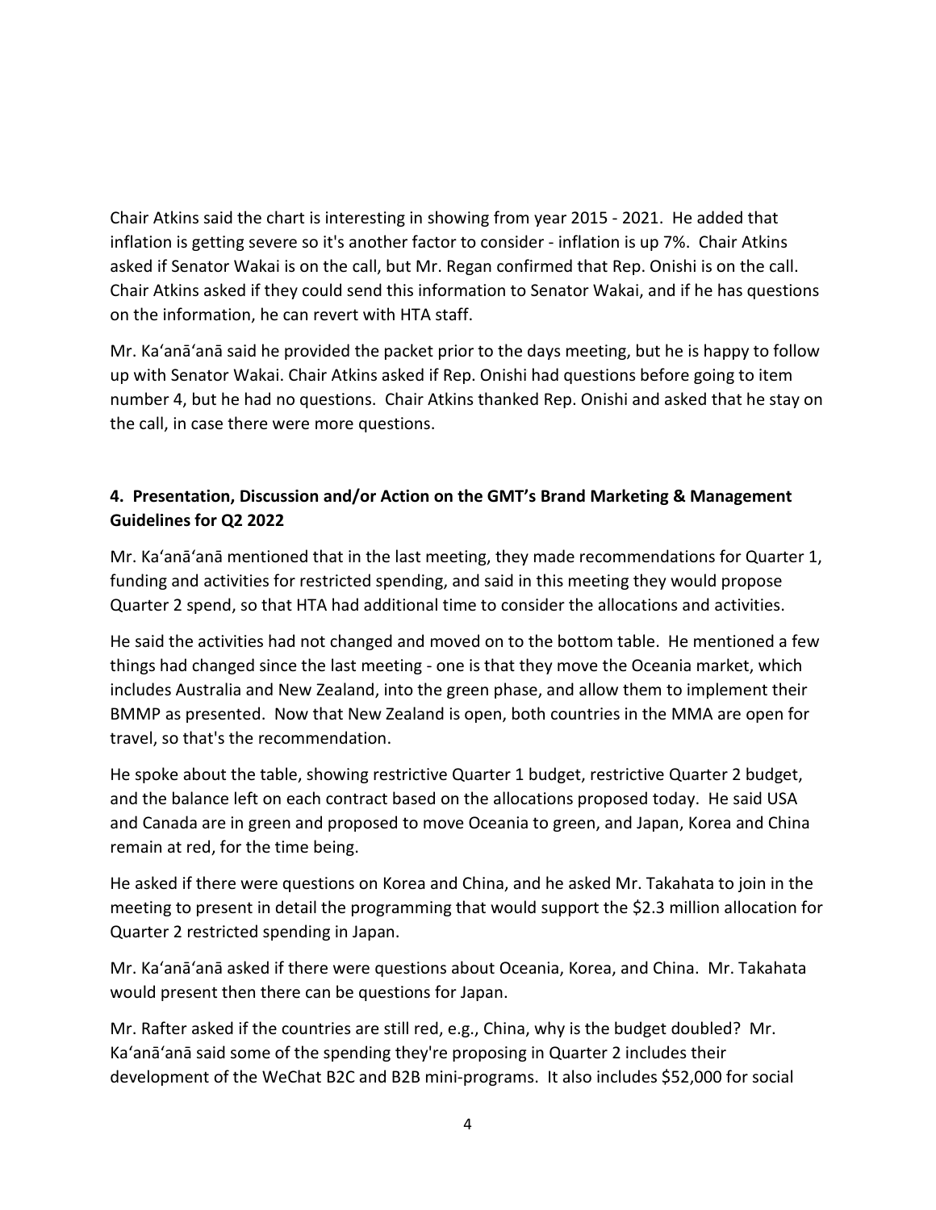Chair Atkins said the chart is interesting in showing from year 2015 - 2021. He added that inflation is getting severe so it's another factor to consider - inflation is up 7%. Chair Atkins asked if Senator Wakai is on the call, but Mr. Regan confirmed that Rep. Onishi is on the call. Chair Atkins asked if they could send this information to Senator Wakai, and if he has questions on the information, he can revert with HTA staff.

Mr. Ka'anā'anā said he provided the packet prior to the days meeting, but he is happy to follow up with Senator Wakai. Chair Atkins asked if Rep. Onishi had questions before going to item number 4, but he had no questions. Chair Atkins thanked Rep. Onishi and asked that he stay on the call, in case there were more questions.

**4. Presentation, Discussion and/or Action on the GMT's Brand Marketing & Management Guidelines for Q2 2022**

Mr. Ka'anā'anā mentioned that in the last meeting, they made recommendations for Quarter 1, funding and activities for restricted spending, and said in this meeting they would propose Quarter 2 spend, so that HTA had additional time to consider the allocations and activities.

He said the activities had not changed and moved on to the bottom table. He mentioned a few things had changed since the last meeting - one is that they move the Oceania market, which includes Australia and New Zealand, into the green phase, and allow them to implement their BMMP as presented. Now that New Zealand is open, both countries in the MMA are open for travel, so that's the recommendation.

He spoke about the table, showing restrictive Quarter 1 budget, restrictive Quarter 2 budget, and the balance left on each contract based on the allocations proposed today. He said USA and Canada are in green and proposed to move Oceania to green, and Japan, Korea and China remain at red, for the time being.

He asked if there were questions on Korea and China, and he asked Mr. Takahata to join in the meeting to present in detail the programming that would support the $2.3 million allocation for Quarter 2 restricted spending in Japan.

Mr. Ka'anā'anā asked if there were questions about Oceania, Korea, and China. Mr. Takahata would present then there can be questions for Japan.

Mr. Rafter asked if the countries are still red, e.g., China, why is the budget doubled? Mr. Ka'anā'anā said some of the spending they're proposing in Quarter 2 includes their development of the WeChat B2C and B2B mini-programs. It also includes $52,000 for social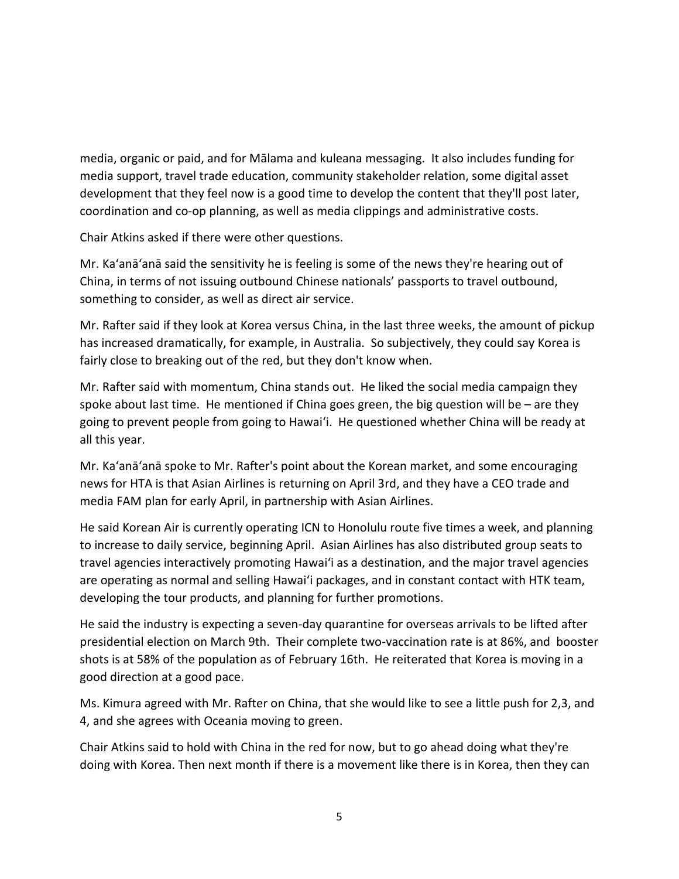media, organic or paid, and for Mālama and kuleana messaging. It also includes funding for media support, travel trade education, community stakeholder relation, some digital asset development that they feel now is a good time to develop the content that they'll post later, coordination and co-op planning, as well as media clippings and administrative costs.

Chair Atkins asked if there were other questions.

Mr. Ka'anā'anā said the sensitivity he is feeling is some of the news they're hearing out of China, in terms of not issuing outbound Chinese nationals' passports to travel outbound, something to consider, as well as direct air service.

Mr. Rafter said if they look at Korea versus China, in the last three weeks, the amount of pickup has increased dramatically, for example, in Australia. So subjectively, they could say Korea is fairly close to breaking out of the red, but they don't know when.

Mr. Rafter said with momentum, China stands out. He liked the social media campaign they spoke about last time. He mentioned if China goes green, the big question will be – are they going to prevent people from going to Hawai'i. He questioned whether China will be ready at all this year.

Mr. Ka'anā'anā spoke to Mr. Rafter's point about the Korean market, and some encouraging news for HTA is that Asian Airlines is returning on April 3rd, and they have a CEO trade and media FAM plan for early April, in partnership with Asian Airlines.

He said Korean Air is currently operating ICN to Honolulu route five times a week, and planning to increase to daily service, beginning April. Asian Airlines has also distributed group seats to travel agencies interactively promoting Hawai'i as a destination, and the major travel agencies are operating as normal and selling Hawai'i packages, and in constant contact with HTK team, developing the tour products, and planning for further promotions.

He said the industry is expecting a seven-day quarantine for overseas arrivals to be lifted after presidential election on March 9th. Their complete two-vaccination rate is at 86%, and booster shots is at 58% of the population as of February 16th. He reiterated that Korea is moving in a good direction at a good pace.

Ms. Kimura agreed with Mr. Rafter on China, that she would like to see a little push for 2,3, and 4, and she agrees with Oceania moving to green.

Chair Atkins said to hold with China in the red for now, but to go ahead doing what they're doing with Korea. Then next month if there is a movement like there is in Korea, then they can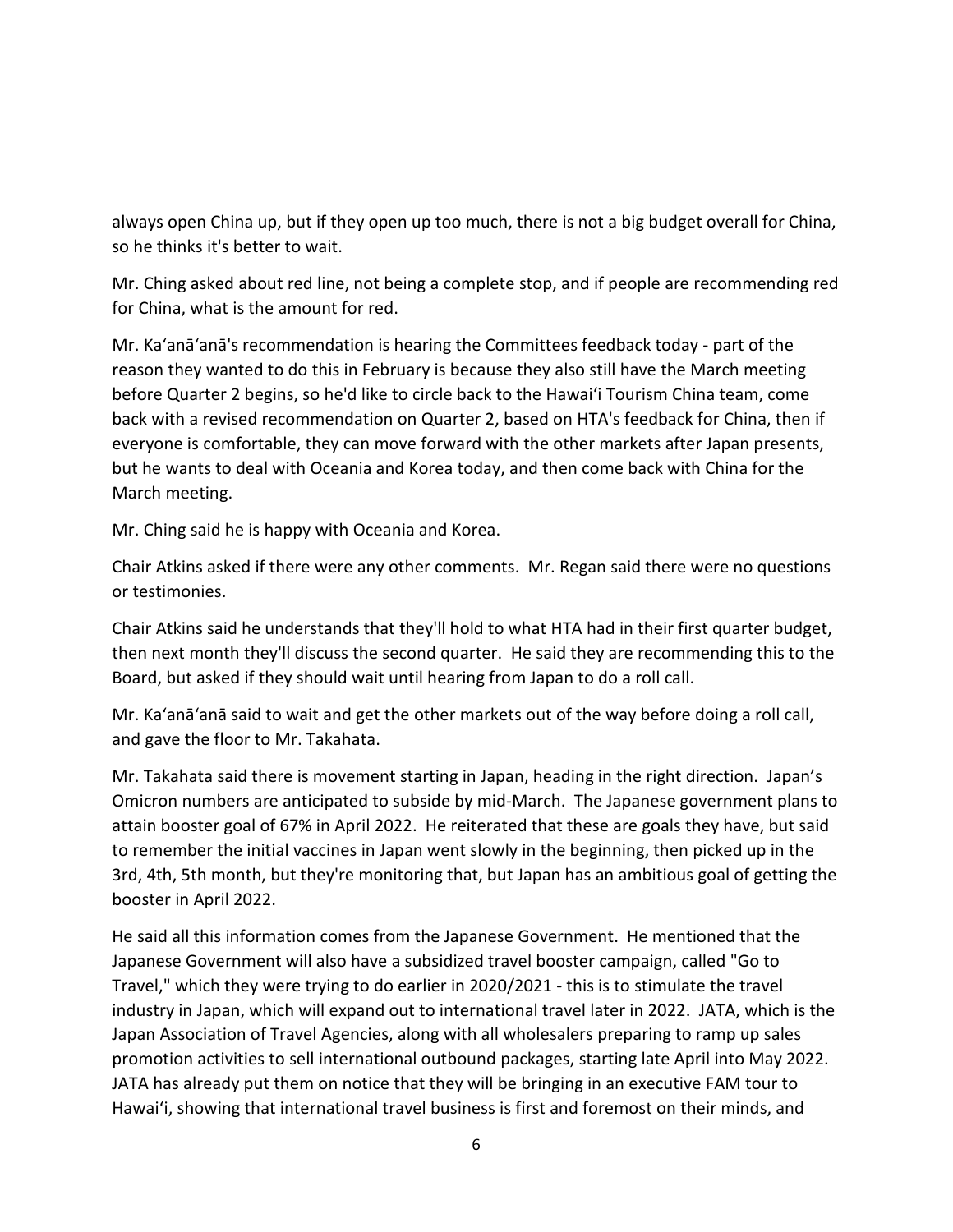always open China up, but if they open up too much, there is not a big budget overall for China, so he thinks it's better to wait.

Mr. Ching asked about red line, not being a complete stop, and if people are recommending red for China, what is the amount for red.

Mr. Kaʻanāʻanā's recommendation is hearing the Committees feedback today - part of the reason they wanted to do this in February is because they also still have the March meeting before Quarter 2 begins, so he'd like to circle back to the Hawaiʻi Tourism China team, come back with a revised recommendation on Quarter 2, based on HTA's feedback for China, then if everyone is comfortable, they can move forward with the other markets after Japan presents, but he wants to deal with Oceania and Korea today, and then come back with China for the March meeting.

Mr. Ching said he is happy with Oceania and Korea.

Chair Atkins asked if there were any other comments. Mr. Regan said there were no questions or testimonies.

Chair Atkins said he understands that they'll hold to what HTA had in their first quarter budget, then next month they'll discuss the second quarter. He said they are recommending this to the Board, but asked if they should wait until hearing from Japan to do a roll call.

Mr. Kaʻanāʻanā said to wait and get the other markets out of the way before doing a roll call, and gave the floor to Mr. Takahata.

Mr. Takahata said there is movement starting in Japan, heading in the right direction. Japan's Omicron numbers are anticipated to subside by mid-March. The Japanese government plans to attain booster goal of 67% in April 2022. He reiterated that these are goals they have, but said to remember the initial vaccines in Japan went slowly in the beginning, then picked up in the 3rd, 4th, 5th month, but they're monitoring that, but Japan has an ambitious goal of getting the booster in April 2022.

He said all this information comes from the Japanese Government. He mentioned that the Japanese Government will also have a subsidized travel booster campaign, called "Go to Travel," which they were trying to do earlier in 2020/2021 - this is to stimulate the travel industry in Japan, which will expand out to international travel later in 2022. JATA, which is the Japan Association of Travel Agencies, along with all wholesalers preparing to ramp up sales promotion activities to sell international outbound packages, starting late April into May 2022. JATA has already put them on notice that they will be bringing in an executive FAM tour to Hawaiʻi, showing that international travel business is first and foremost on their minds, and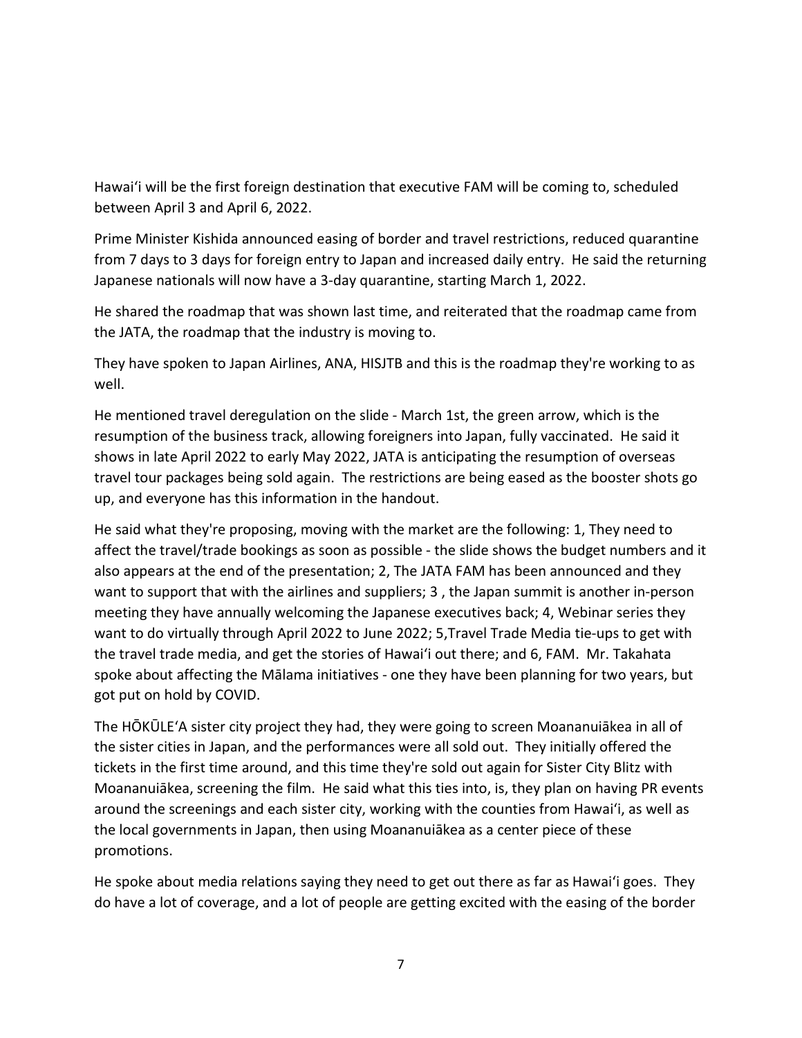Hawaiʻi will be the first foreign destination that executive FAM will be coming to, scheduled between April 3 and April 6, 2022.

Prime Minister Kishida announced easing of border and travel restrictions, reduced quarantine from 7 days to 3 days for foreign entry to Japan and increased daily entry. He said the returning Japanese nationals will now have a 3-day quarantine, starting March 1, 2022.

He shared the roadmap that was shown last time, and reiterated that the roadmap came from the JATA, the roadmap that the industry is moving to.

They have spoken to Japan Airlines, ANA, HISJTB and this is the roadmap they're working to as well.

He mentioned travel deregulation on the slide - March 1st, the green arrow, which is the resumption of the business track, allowing foreigners into Japan, fully vaccinated. He said it shows in late April 2022 to early May 2022, JATA is anticipating the resumption of overseas travel tour packages being sold again. The restrictions are being eased as the booster shots go up, and everyone has this information in the handout.

He said what they're proposing, moving with the market are the following: 1, They need to affect the travel/trade bookings as soon as possible - the slide shows the budget numbers and it also appears at the end of the presentation; 2, The JATA FAM has been announced and they want to support that with the airlines and suppliers; 3 , the Japan summit is another in-person meeting they have annually welcoming the Japanese executives back; 4, Webinar series they want to do virtually through April 2022 to June 2022; 5,Travel Trade Media tie-ups to get with the travel trade media, and get the stories of Hawaiʻi out there; and 6, FAM. Mr. Takahata spoke about affecting the Mālama initiatives - one they have been planning for two years, but got put on hold by COVID.

The HŌKŪLEʻA sister city project they had, they were going to screen Moananuiākea in all of the sister cities in Japan, and the performances were all sold out. They initially offered the tickets in the first time around, and this time they're sold out again for Sister City Blitz with Moananuiākea, screening the film. He said what this ties into, is, they plan on having PR events around the screenings and each sister city, working with the counties from Hawaiʻi, as well as the local governments in Japan, then using Moananuiākea as a center piece of these promotions.

He spoke about media relations saying they need to get out there as far as Hawaiʻi goes. They do have a lot of coverage, and a lot of people are getting excited with the easing of the border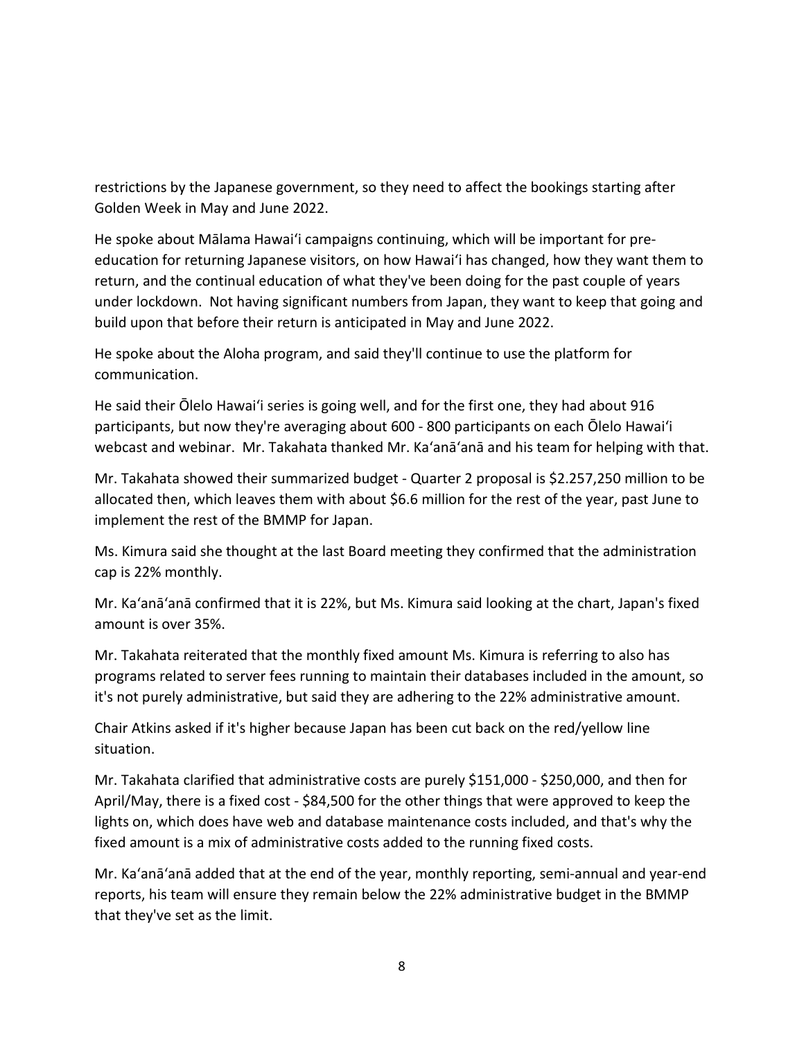restrictions by the Japanese government, so they need to affect the bookings starting after Golden Week in May and June 2022.

He spoke about Mālama Hawaiʻi campaigns continuing, which will be important for pre-education for returning Japanese visitors, on how Hawaiʻi has changed, how they want them to return, and the continual education of what they've been doing for the past couple of years under lockdown. Not having significant numbers from Japan, they want to keep that going and build upon that before their return is anticipated in May and June 2022.

He spoke about the Aloha program, and said they'll continue to use the platform for communication.

He said their Ōlelo Hawaiʻi series is going well, and for the first one, they had about 916 participants, but now they're averaging about 600 - 800 participants on each Ōlelo Hawaiʻi webcast and webinar. Mr. Takahata thanked Mr. Kaʻanāʻanā and his team for helping with that.

Mr. Takahata showed their summarized budget - Quarter 2 proposal is $2.257,250 million to be allocated then, which leaves them with about $6.6 million for the rest of the year, past June to implement the rest of the BMMP for Japan.

Ms. Kimura said she thought at the last Board meeting they confirmed that the administration cap is 22% monthly.

Mr. Kaʻanāʻanā confirmed that it is 22%, but Ms. Kimura said looking at the chart, Japan's fixed amount is over 35%.

Mr. Takahata reiterated that the monthly fixed amount Ms. Kimura is referring to also has programs related to server fees running to maintain their databases included in the amount, so it's not purely administrative, but said they are adhering to the 22% administrative amount.

Chair Atkins asked if it's higher because Japan has been cut back on the red/yellow line situation.

Mr. Takahata clarified that administrative costs are purely $151,000 - $250,000, and then for April/May, there is a fixed cost - $84,500 for the other things that were approved to keep the lights on, which does have web and database maintenance costs included, and that's why the fixed amount is a mix of administrative costs added to the running fixed costs.

Mr. Kaʻanāʻanā added that at the end of the year, monthly reporting, semi-annual and year-end reports, his team will ensure they remain below the 22% administrative budget in the BMMP that they've set as the limit.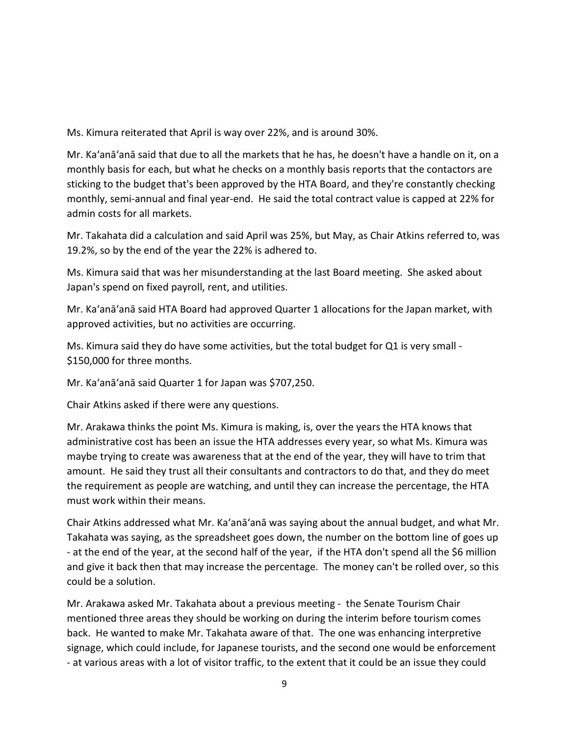Ms. Kimura reiterated that April is way over 22%, and is around 30%.

Mr. Ka'anā'anā said that due to all the markets that he has, he doesn't have a handle on it, on a monthly basis for each, but what he checks on a monthly basis reports that the contactors are sticking to the budget that's been approved by the HTA Board, and they're constantly checking monthly, semi-annual and final year-end. He said the total contract value is capped at 22% for admin costs for all markets.

Mr. Takahata did a calculation and said April was 25%, but May, as Chair Atkins referred to, was 19.2%, so by the end of the year the 22% is adhered to.

Ms. Kimura said that was her misunderstanding at the last Board meeting. She asked about Japan's spend on fixed payroll, rent, and utilities.

Mr. Ka'anā'anā said HTA Board had approved Quarter 1 allocations for the Japan market, with approved activities, but no activities are occurring.

Ms. Kimura said they do have some activities, but the total budget for Q1 is very small - $150,000 for three months.

Mr. Ka'anā'anā said Quarter 1 for Japan was $707,250.

Chair Atkins asked if there were any questions.

Mr. Arakawa thinks the point Ms. Kimura is making, is, over the years the HTA knows that administrative cost has been an issue the HTA addresses every year, so what Ms. Kimura was maybe trying to create was awareness that at the end of the year, they will have to trim that amount. He said they trust all their consultants and contractors to do that, and they do meet the requirement as people are watching, and until they can increase the percentage, the HTA must work within their means.

Chair Atkins addressed what Mr. Ka'anā'anā was saying about the annual budget, and what Mr. Takahata was saying, as the spreadsheet goes down, the number on the bottom line of goes up - at the end of the year, at the second half of the year, if the HTA don't spend all the $6 million and give it back then that may increase the percentage. The money can't be rolled over, so this could be a solution.

Mr. Arakawa asked Mr. Takahata about a previous meeting - the Senate Tourism Chair mentioned three areas they should be working on during the interim before tourism comes back. He wanted to make Mr. Takahata aware of that. The one was enhancing interpretive signage, which could include, for Japanese tourists, and the second one would be enforcement - at various areas with a lot of visitor traffic, to the extent that it could be an issue they could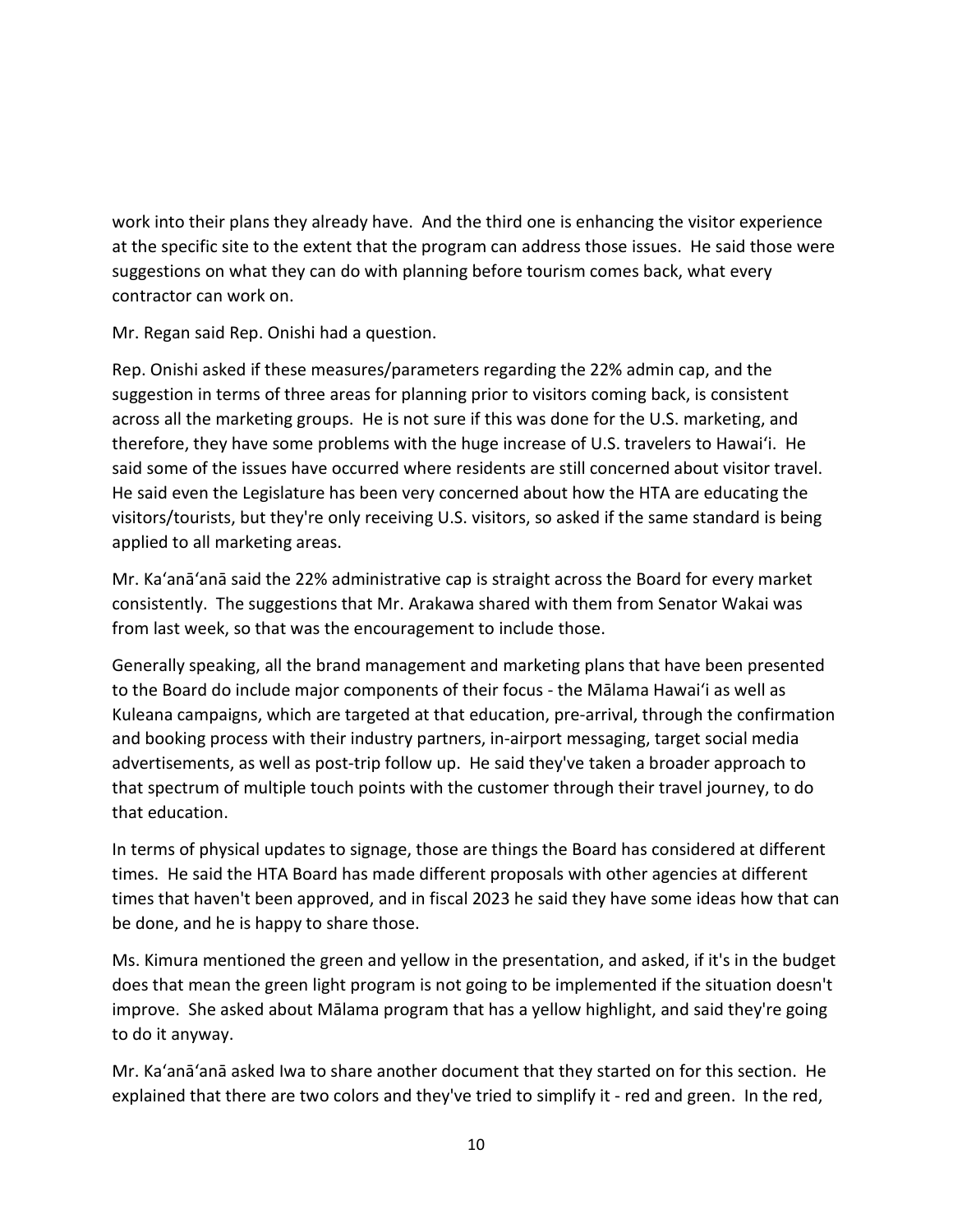work into their plans they already have. And the third one is enhancing the visitor experience at the specific site to the extent that the program can address those issues. He said those were suggestions on what they can do with planning before tourism comes back, what every contractor can work on.

Mr. Regan said Rep. Onishi had a question.

Rep. Onishi asked if these measures/parameters regarding the 22% admin cap, and the suggestion in terms of three areas for planning prior to visitors coming back, is consistent across all the marketing groups. He is not sure if this was done for the U.S. marketing, and therefore, they have some problems with the huge increase of U.S. travelers to Hawaiʻi. He said some of the issues have occurred where residents are still concerned about visitor travel. He said even the Legislature has been very concerned about how the HTA are educating the visitors/tourists, but they're only receiving U.S. visitors, so asked if the same standard is being applied to all marketing areas.

Mr. Kaʻanāʻanā said the 22% administrative cap is straight across the Board for every market consistently. The suggestions that Mr. Arakawa shared with them from Senator Wakai was from last week, so that was the encouragement to include those.

Generally speaking, all the brand management and marketing plans that have been presented to the Board do include major components of their focus - the Mālama Hawaiʻi as well as Kuleana campaigns, which are targeted at that education, pre-arrival, through the confirmation and booking process with their industry partners, in-airport messaging, target social media advertisements, as well as post-trip follow up. He said they've taken a broader approach to that spectrum of multiple touch points with the customer through their travel journey, to do that education.

In terms of physical updates to signage, those are things the Board has considered at different times. He said the HTA Board has made different proposals with other agencies at different times that haven't been approved, and in fiscal 2023 he said they have some ideas how that can be done, and he is happy to share those.

Ms. Kimura mentioned the green and yellow in the presentation, and asked, if it's in the budget does that mean the green light program is not going to be implemented if the situation doesn't improve. She asked about Mālama program that has a yellow highlight, and said they're going to do it anyway.

Mr. Kaʻanāʻanā asked Iwa to share another document that they started on for this section. He explained that there are two colors and they've tried to simplify it - red and green. In the red,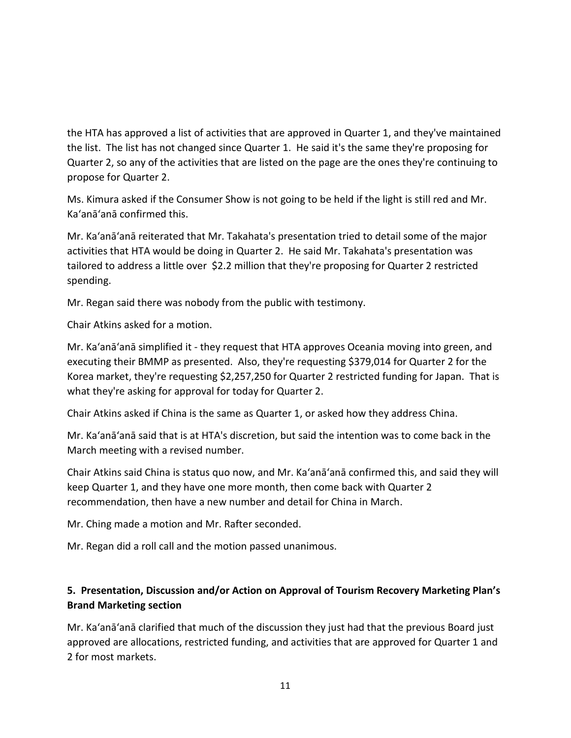the HTA has approved a list of activities that are approved in Quarter 1, and they've maintained the list. The list has not changed since Quarter 1. He said it's the same they're proposing for Quarter 2, so any of the activities that are listed on the page are the ones they're continuing to propose for Quarter 2.

Ms. Kimura asked if the Consumer Show is not going to be held if the light is still red and Mr. Ka'anā'anā confirmed this.

Mr. Ka'anā'anā reiterated that Mr. Takahata's presentation tried to detail some of the major activities that HTA would be doing in Quarter 2. He said Mr. Takahata's presentation was tailored to address a little over $2.2 million that they're proposing for Quarter 2 restricted spending.

Mr. Regan said there was nobody from the public with testimony.

Chair Atkins asked for a motion.

Mr. Ka'anā'anā simplified it - they request that HTA approves Oceania moving into green, and executing their BMMP as presented. Also, they're requesting $379,014 for Quarter 2 for the Korea market, they're requesting $2,257,250 for Quarter 2 restricted funding for Japan. That is what they're asking for approval for today for Quarter 2.

Chair Atkins asked if China is the same as Quarter 1, or asked how they address China.

Mr. Ka'anā'anā said that is at HTA's discretion, but said the intention was to come back in the March meeting with a revised number.

Chair Atkins said China is status quo now, and Mr. Ka'anā'anā confirmed this, and said they will keep Quarter 1, and they have one more month, then come back with Quarter 2 recommendation, then have a new number and detail for China in March.

Mr. Ching made a motion and Mr. Rafter seconded.

Mr. Regan did a roll call and the motion passed unanimous.

## 5. Presentation, Discussion and/or Action on Approval of Tourism Recovery Marketing Plan's Brand Marketing section

Mr. Ka'anā'anā clarified that much of the discussion they just had that the previous Board just approved are allocations, restricted funding, and activities that are approved for Quarter 1 and 2 for most markets.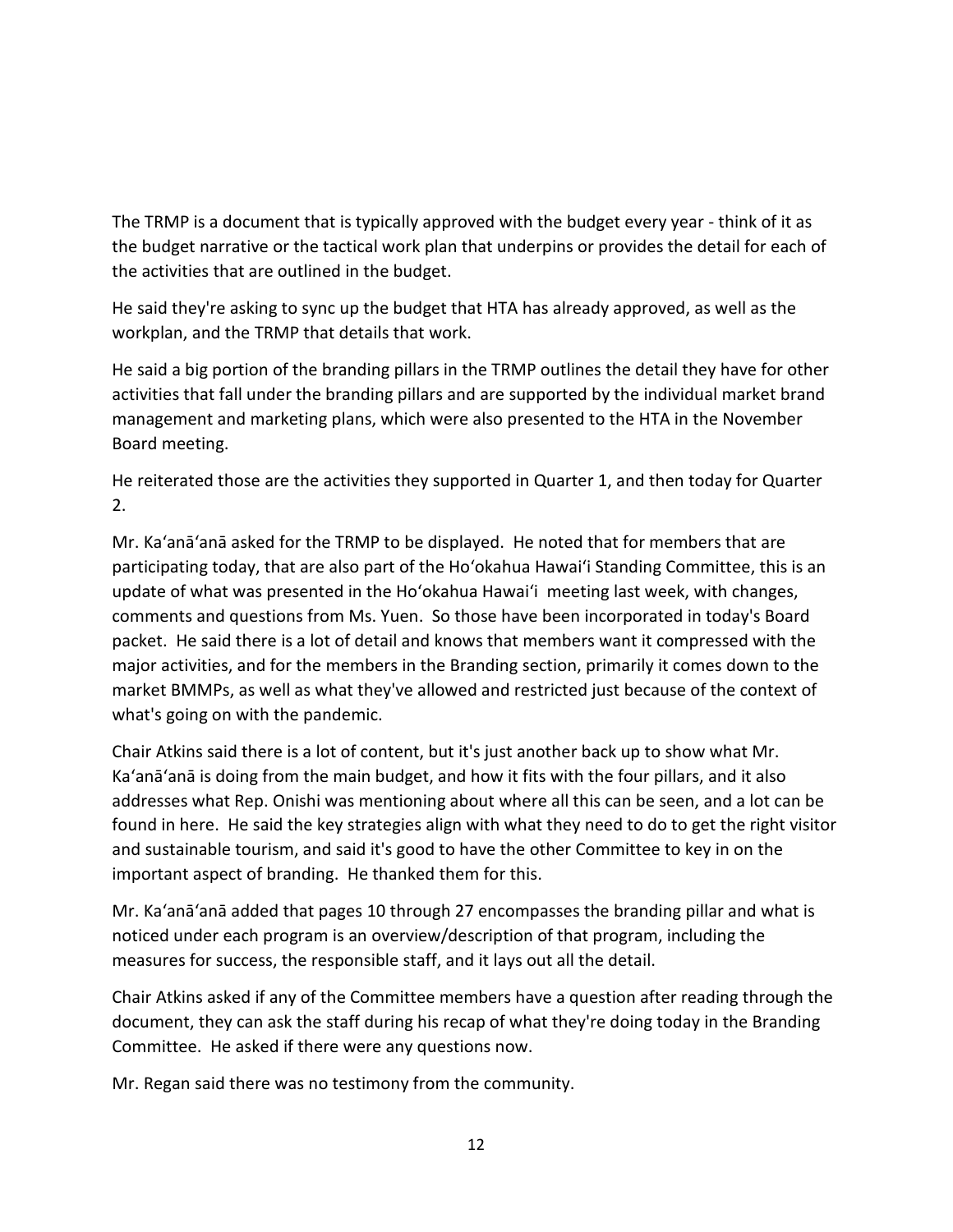The TRMP is a document that is typically approved with the budget every year - think of it as the budget narrative or the tactical work plan that underpins or provides the detail for each of the activities that are outlined in the budget.

He said they're asking to sync up the budget that HTA has already approved, as well as the workplan, and the TRMP that details that work.

He said a big portion of the branding pillars in the TRMP outlines the detail they have for other activities that fall under the branding pillars and are supported by the individual market brand management and marketing plans, which were also presented to the HTA in the November Board meeting.

He reiterated those are the activities they supported in Quarter 1, and then today for Quarter 2.

Mr. Ka'anā'anā asked for the TRMP to be displayed. He noted that for members that are participating today, that are also part of the Ho'okahua Hawai'i Standing Committee, this is an update of what was presented in the Ho'okahua Hawai'i meeting last week, with changes, comments and questions from Ms. Yuen. So those have been incorporated in today's Board packet. He said there is a lot of detail and knows that members want it compressed with the major activities, and for the members in the Branding section, primarily it comes down to the market BMMPs, as well as what they've allowed and restricted just because of the context of what's going on with the pandemic.

Chair Atkins said there is a lot of content, but it's just another back up to show what Mr. Ka'anā'anā is doing from the main budget, and how it fits with the four pillars, and it also addresses what Rep. Onishi was mentioning about where all this can be seen, and a lot can be found in here. He said the key strategies align with what they need to do to get the right visitor and sustainable tourism, and said it's good to have the other Committee to key in on the important aspect of branding. He thanked them for this.

Mr. Ka'anā'anā added that pages 10 through 27 encompasses the branding pillar and what is noticed under each program is an overview/description of that program, including the measures for success, the responsible staff, and it lays out all the detail.

Chair Atkins asked if any of the Committee members have a question after reading through the document, they can ask the staff during his recap of what they're doing today in the Branding Committee. He asked if there were any questions now.

Mr. Regan said there was no testimony from the community.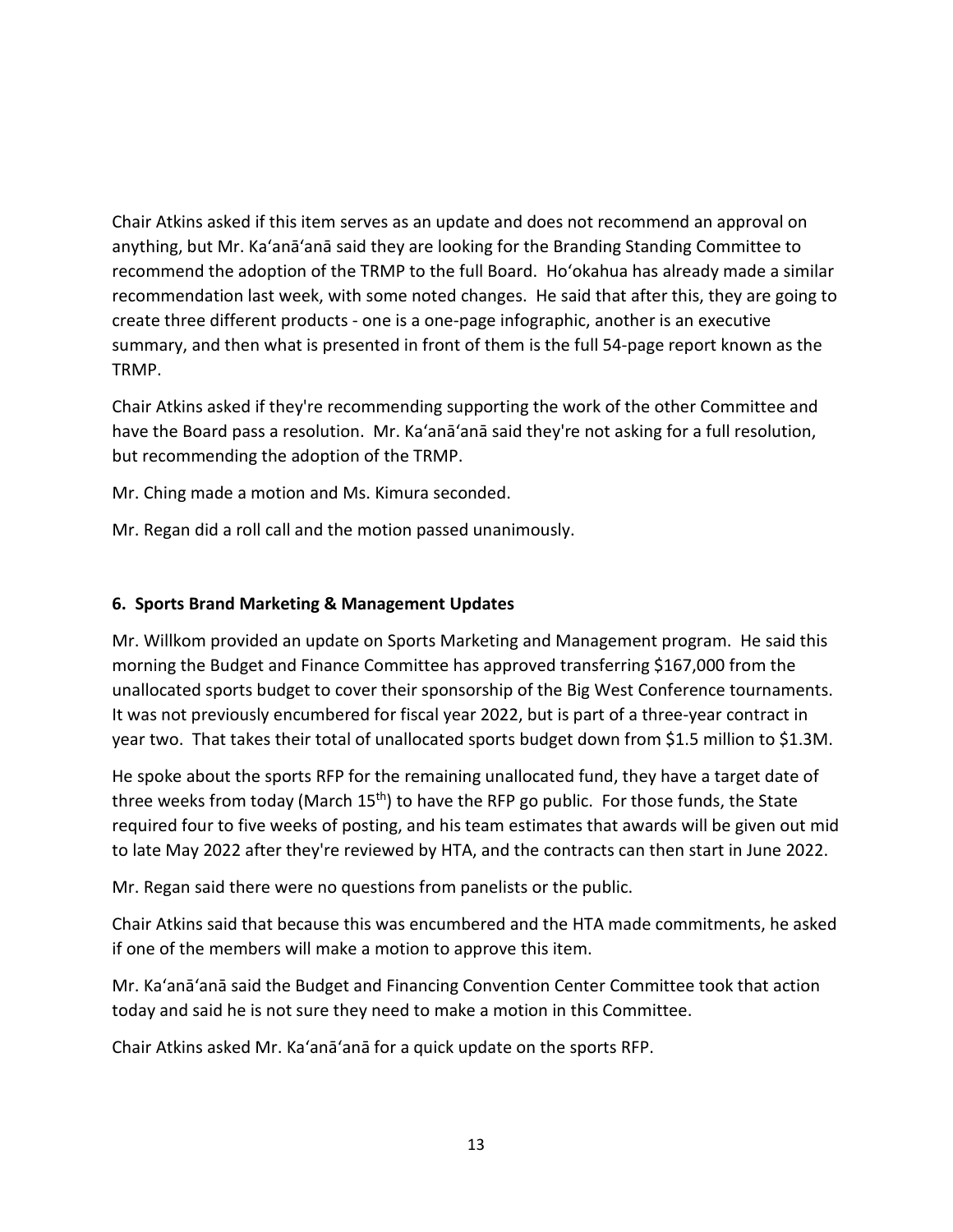Chair Atkins asked if this item serves as an update and does not recommend an approval on anything, but Mr. Kaʻanāʻanā said they are looking for the Branding Standing Committee to recommend the adoption of the TRMP to the full Board. Hoʻokahua has already made a similar recommendation last week, with some noted changes. He said that after this, they are going to create three different products - one is a one-page infographic, another is an executive summary, and then what is presented in front of them is the full 54-page report known as the TRMP.

Chair Atkins asked if they're recommending supporting the work of the other Committee and have the Board pass a resolution. Mr. Kaʻanāʻanā said they're not asking for a full resolution, but recommending the adoption of the TRMP.

Mr. Ching made a motion and Ms. Kimura seconded.

Mr. Regan did a roll call and the motion passed unanimously.

### 6. Sports Brand Marketing & Management Updates

Mr. Willkom provided an update on Sports Marketing and Management program. He said this morning the Budget and Finance Committee has approved transferring $167,000 from the unallocated sports budget to cover their sponsorship of the Big West Conference tournaments. It was not previously encumbered for fiscal year 2022, but is part of a three-year contract in year two. That takes their total of unallocated sports budget down from $1.5 million to $1.3M.

He spoke about the sports RFP for the remaining unallocated fund, they have a target date of three weeks from today (March 15th) to have the RFP go public. For those funds, the State required four to five weeks of posting, and his team estimates that awards will be given out mid to late May 2022 after they're reviewed by HTA, and the contracts can then start in June 2022.

Mr. Regan said there were no questions from panelists or the public.

Chair Atkins said that because this was encumbered and the HTA made commitments, he asked if one of the members will make a motion to approve this item.

Mr. Kaʻanāʻanā said the Budget and Financing Convention Center Committee took that action today and said he is not sure they need to make a motion in this Committee.

Chair Atkins asked Mr. Kaʻanāʻanā for a quick update on the sports RFP.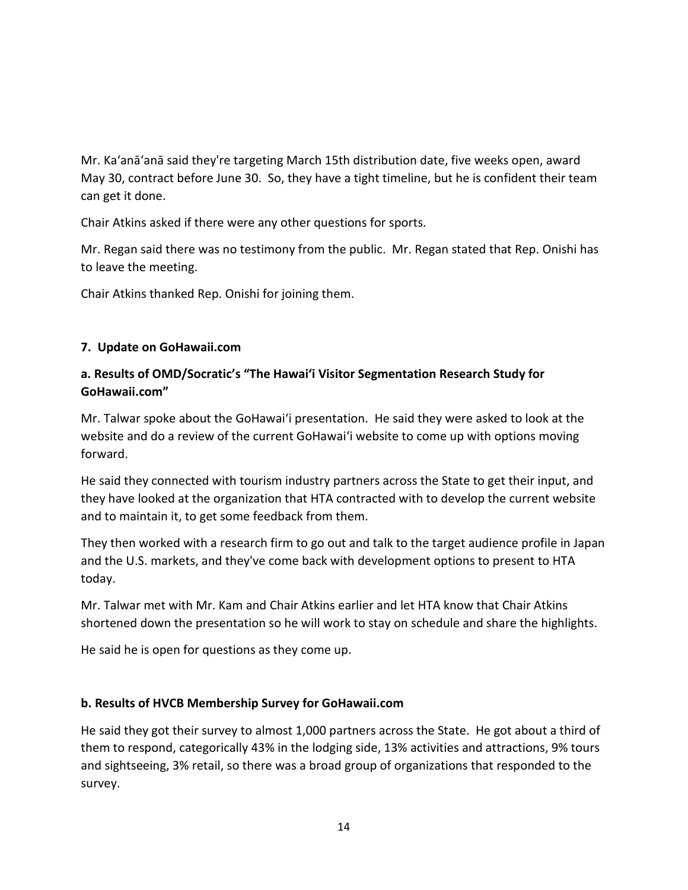Mr. Ka'anā'anā said they're targeting March 15th distribution date, five weeks open, award May 30, contract before June 30. So, they have a tight timeline, but he is confident their team can get it done.

Chair Atkins asked if there were any other questions for sports.

Mr. Regan said there was no testimony from the public. Mr. Regan stated that Rep. Onishi has to leave the meeting.

Chair Atkins thanked Rep. Onishi for joining them.

**7. Update on GoHawaii.com**

**a. Results of OMD/Socratic's "The Hawai'i Visitor Segmentation Research Study for GoHawaii.com"**

Mr. Talwar spoke about the GoHawai'i presentation. He said they were asked to look at the website and do a review of the current GoHawai'i website to come up with options moving forward.

He said they connected with tourism industry partners across the State to get their input, and they have looked at the organization that HTA contracted with to develop the current website and to maintain it, to get some feedback from them.

They then worked with a research firm to go out and talk to the target audience profile in Japan and the U.S. markets, and they've come back with development options to present to HTA today.

Mr. Talwar met with Mr. Kam and Chair Atkins earlier and let HTA know that Chair Atkins shortened down the presentation so he will work to stay on schedule and share the highlights.

He said he is open for questions as they come up.

**b. Results of HVCB Membership Survey for GoHawaii.com**

He said they got their survey to almost 1,000 partners across the State. He got about a third of them to respond, categorically 43% in the lodging side, 13% activities and attractions, 9% tours and sightseeing, 3% retail, so there was a broad group of organizations that responded to the survey.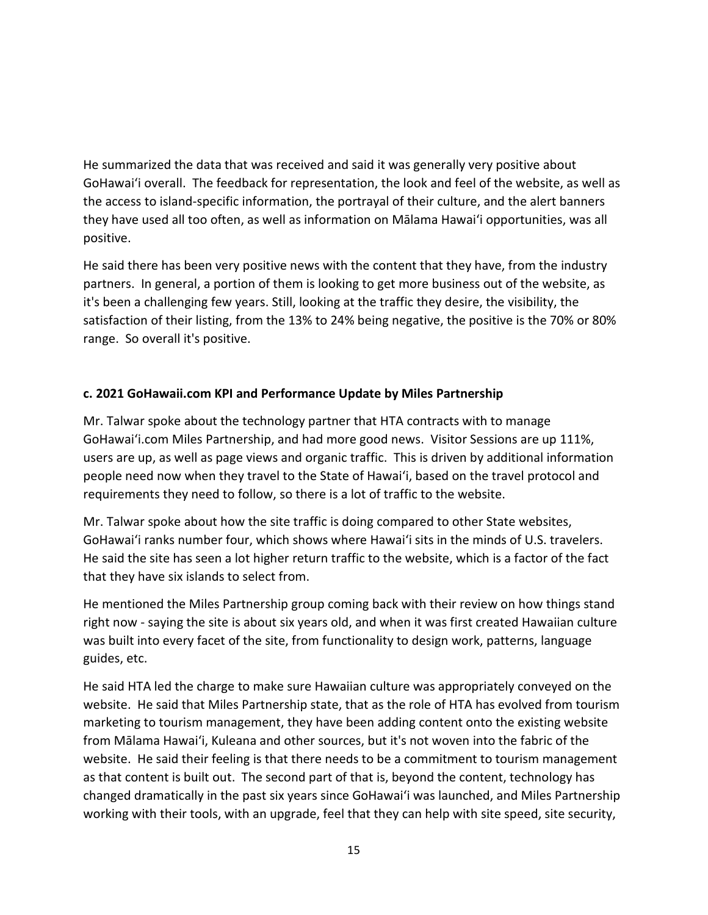He summarized the data that was received and said it was generally very positive about GoHawaiʻi overall. The feedback for representation, the look and feel of the website, as well as the access to island-specific information, the portrayal of their culture, and the alert banners they have used all too often, as well as information on Mālama Hawaiʻi opportunities, was all positive.

He said there has been very positive news with the content that they have, from the industry partners. In general, a portion of them is looking to get more business out of the website, as it's been a challenging few years. Still, looking at the traffic they desire, the visibility, the satisfaction of their listing, from the 13% to 24% being negative, the positive is the 70% or 80% range. So overall it's positive.

**c. 2021 GoHawaii.com KPI and Performance Update by Miles Partnership**

Mr. Talwar spoke about the technology partner that HTA contracts with to manage GoHawaiʻi.com Miles Partnership, and had more good news. Visitor Sessions are up 111%, users are up, as well as page views and organic traffic. This is driven by additional information people need now when they travel to the State of Hawaiʻi, based on the travel protocol and requirements they need to follow, so there is a lot of traffic to the website.

Mr. Talwar spoke about how the site traffic is doing compared to other State websites, GoHawaiʻi ranks number four, which shows where Hawaiʻi sits in the minds of U.S. travelers. He said the site has seen a lot higher return traffic to the website, which is a factor of the fact that they have six islands to select from.

He mentioned the Miles Partnership group coming back with their review on how things stand right now - saying the site is about six years old, and when it was first created Hawaiian culture was built into every facet of the site, from functionality to design work, patterns, language guides, etc.

He said HTA led the charge to make sure Hawaiian culture was appropriately conveyed on the website. He said that Miles Partnership state, that as the role of HTA has evolved from tourism marketing to tourism management, they have been adding content onto the existing website from Mālama Hawaiʻi, Kuleana and other sources, but it's not woven into the fabric of the website. He said their feeling is that there needs to be a commitment to tourism management as that content is built out. The second part of that is, beyond the content, technology has changed dramatically in the past six years since GoHawaiʻi was launched, and Miles Partnership working with their tools, with an upgrade, feel that they can help with site speed, site security,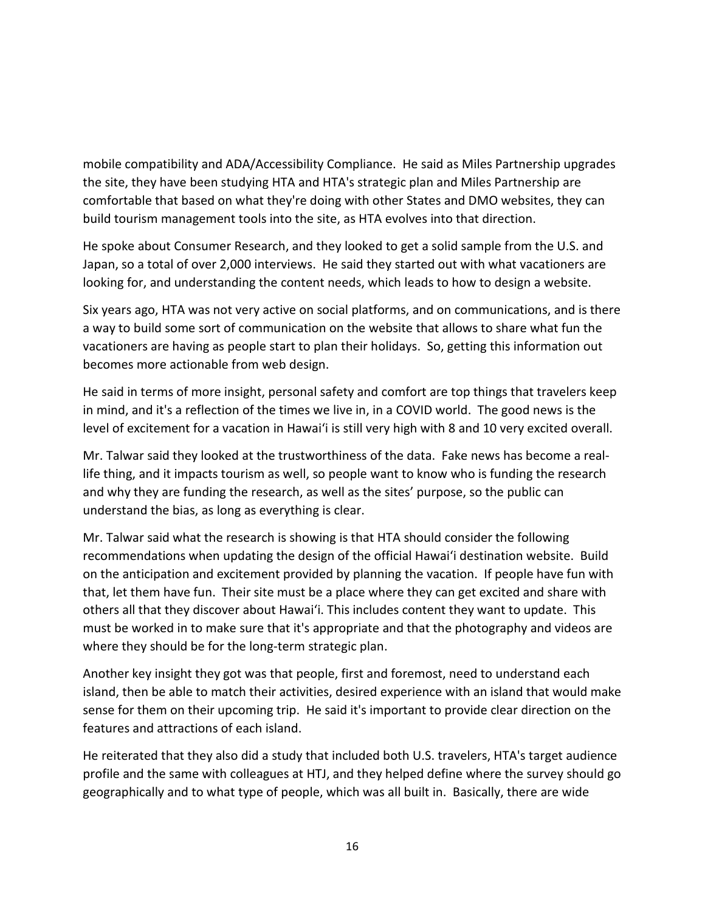mobile compatibility and ADA/Accessibility Compliance. He said as Miles Partnership upgrades the site, they have been studying HTA and HTA's strategic plan and Miles Partnership are comfortable that based on what they're doing with other States and DMO websites, they can build tourism management tools into the site, as HTA evolves into that direction.

He spoke about Consumer Research, and they looked to get a solid sample from the U.S. and Japan, so a total of over 2,000 interviews. He said they started out with what vacationers are looking for, and understanding the content needs, which leads to how to design a website.

Six years ago, HTA was not very active on social platforms, and on communications, and is there a way to build some sort of communication on the website that allows to share what fun the vacationers are having as people start to plan their holidays. So, getting this information out becomes more actionable from web design.

He said in terms of more insight, personal safety and comfort are top things that travelers keep in mind, and it's a reflection of the times we live in, in a COVID world. The good news is the level of excitement for a vacation in Hawaiʻi is still very high with 8 and 10 very excited overall.

Mr. Talwar said they looked at the trustworthiness of the data. Fake news has become a real-life thing, and it impacts tourism as well, so people want to know who is funding the research and why they are funding the research, as well as the sites' purpose, so the public can understand the bias, as long as everything is clear.

Mr. Talwar said what the research is showing is that HTA should consider the following recommendations when updating the design of the official Hawaiʻi destination website. Build on the anticipation and excitement provided by planning the vacation. If people have fun with that, let them have fun. Their site must be a place where they can get excited and share with others all that they discover about Hawaiʻi. This includes content they want to update. This must be worked in to make sure that it's appropriate and that the photography and videos are where they should be for the long-term strategic plan.

Another key insight they got was that people, first and foremost, need to understand each island, then be able to match their activities, desired experience with an island that would make sense for them on their upcoming trip. He said it's important to provide clear direction on the features and attractions of each island.

He reiterated that they also did a study that included both U.S. travelers, HTA's target audience profile and the same with colleagues at HTJ, and they helped define where the survey should go geographically and to what type of people, which was all built in. Basically, there are wide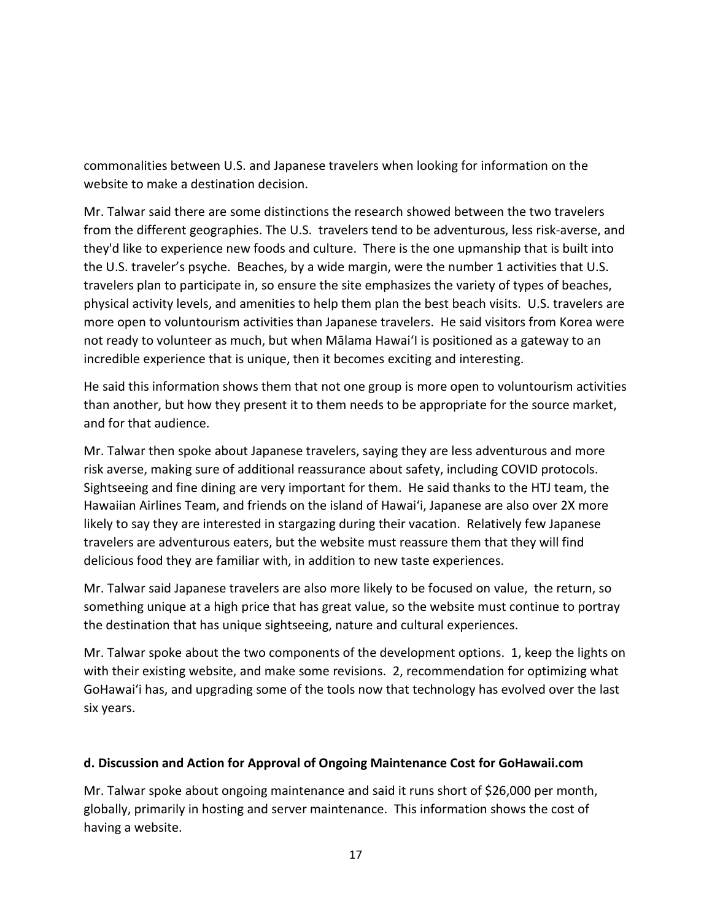commonalities between U.S. and Japanese travelers when looking for information on the website to make a destination decision.

Mr. Talwar said there are some distinctions the research showed between the two travelers from the different geographies. The U.S. travelers tend to be adventurous, less risk-averse, and they'd like to experience new foods and culture. There is the one upmanship that is built into the U.S. traveler's psyche. Beaches, by a wide margin, were the number 1 activities that U.S. travelers plan to participate in, so ensure the site emphasizes the variety of types of beaches, physical activity levels, and amenities to help them plan the best beach visits. U.S. travelers are more open to voluntourism activities than Japanese travelers. He said visitors from Korea were not ready to volunteer as much, but when Mālama Hawaiʻl is positioned as a gateway to an incredible experience that is unique, then it becomes exciting and interesting.

He said this information shows them that not one group is more open to voluntourism activities than another, but how they present it to them needs to be appropriate for the source market, and for that audience.

Mr. Talwar then spoke about Japanese travelers, saying they are less adventurous and more risk averse, making sure of additional reassurance about safety, including COVID protocols. Sightseeing and fine dining are very important for them. He said thanks to the HTJ team, the Hawaiian Airlines Team, and friends on the island of Hawaiʻi, Japanese are also over 2X more likely to say they are interested in stargazing during their vacation. Relatively few Japanese travelers are adventurous eaters, but the website must reassure them that they will find delicious food they are familiar with, in addition to new taste experiences.

Mr. Talwar said Japanese travelers are also more likely to be focused on value, the return, so something unique at a high price that has great value, so the website must continue to portray the destination that has unique sightseeing, nature and cultural experiences.

Mr. Talwar spoke about the two components of the development options. 1, keep the lights on with their existing website, and make some revisions. 2, recommendation for optimizing what GoHawaiʻi has, and upgrading some of the tools now that technology has evolved over the last six years.

**d. Discussion and Action for Approval of Ongoing Maintenance Cost for GoHawaii.com**

Mr. Talwar spoke about ongoing maintenance and said it runs short of $26,000 per month, globally, primarily in hosting and server maintenance. This information shows the cost of having a website.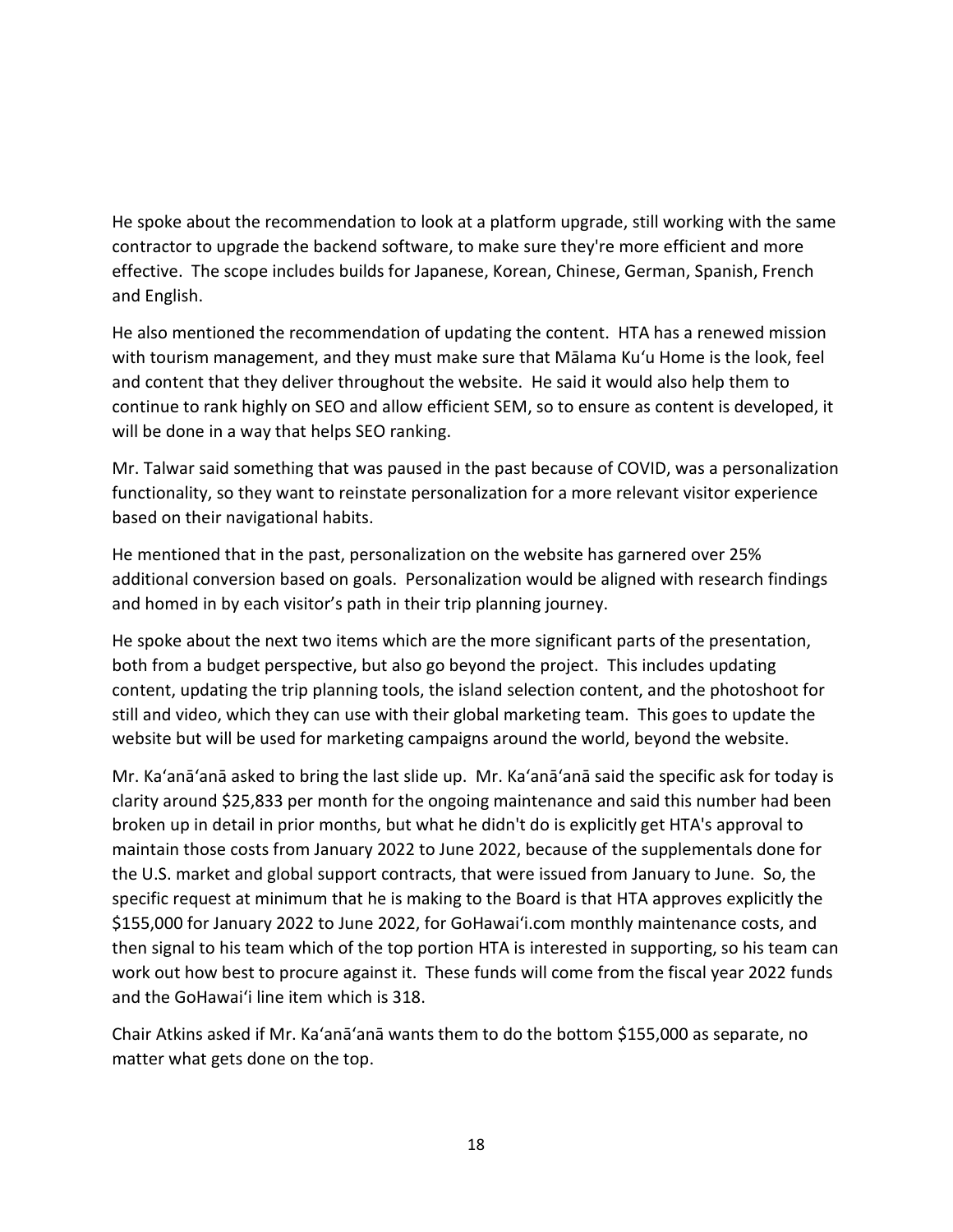He spoke about the recommendation to look at a platform upgrade, still working with the same contractor to upgrade the backend software, to make sure they're more efficient and more effective. The scope includes builds for Japanese, Korean, Chinese, German, Spanish, French and English.

He also mentioned the recommendation of updating the content. HTA has a renewed mission with tourism management, and they must make sure that Mālama Kuʻu Home is the look, feel and content that they deliver throughout the website. He said it would also help them to continue to rank highly on SEO and allow efficient SEM, so to ensure as content is developed, it will be done in a way that helps SEO ranking.

Mr. Talwar said something that was paused in the past because of COVID, was a personalization functionality, so they want to reinstate personalization for a more relevant visitor experience based on their navigational habits.

He mentioned that in the past, personalization on the website has garnered over 25% additional conversion based on goals. Personalization would be aligned with research findings and homed in by each visitor's path in their trip planning journey.

He spoke about the next two items which are the more significant parts of the presentation, both from a budget perspective, but also go beyond the project. This includes updating content, updating the trip planning tools, the island selection content, and the photoshoot for still and video, which they can use with their global marketing team. This goes to update the website but will be used for marketing campaigns around the world, beyond the website.

Mr. Kaʻanāʻanā asked to bring the last slide up. Mr. Kaʻanāʻanā said the specific ask for today is clarity around $25,833 per month for the ongoing maintenance and said this number had been broken up in detail in prior months, but what he didn't do is explicitly get HTA's approval to maintain those costs from January 2022 to June 2022, because of the supplementals done for the U.S. market and global support contracts, that were issued from January to June. So, the specific request at minimum that he is making to the Board is that HTA approves explicitly the $155,000 for January 2022 to June 2022, for GoHawaiʻi.com monthly maintenance costs, and then signal to his team which of the top portion HTA is interested in supporting, so his team can work out how best to procure against it. These funds will come from the fiscal year 2022 funds and the GoHawaiʻi line item which is 318.

Chair Atkins asked if Mr. Kaʻanāʻanā wants them to do the bottom $155,000 as separate, no matter what gets done on the top.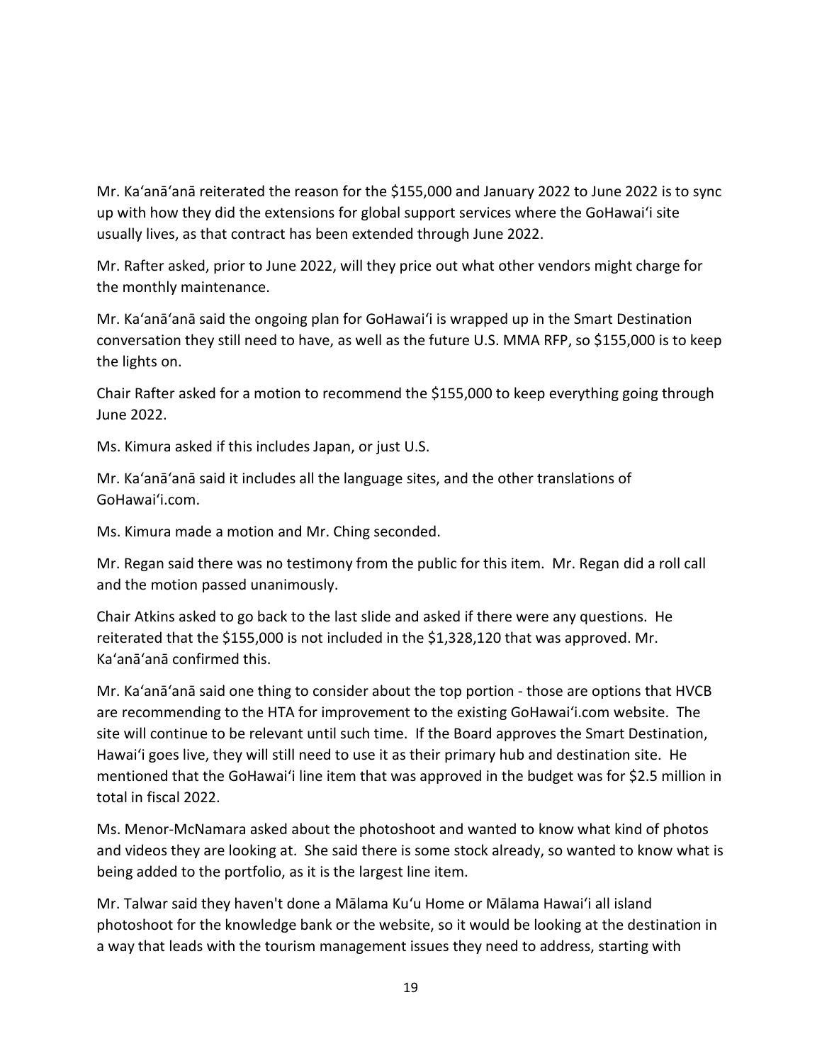Mr. Ka'anā'anā reiterated the reason for the $155,000 and January 2022 to June 2022 is to sync up with how they did the extensions for global support services where the GoHawai'i site usually lives, as that contract has been extended through June 2022.

Mr. Rafter asked, prior to June 2022, will they price out what other vendors might charge for the monthly maintenance.

Mr. Ka'anā'anā said the ongoing plan for GoHawai'i is wrapped up in the Smart Destination conversation they still need to have, as well as the future U.S. MMA RFP, so $155,000 is to keep the lights on.

Chair Rafter asked for a motion to recommend the $155,000 to keep everything going through June 2022.

Ms. Kimura asked if this includes Japan, or just U.S.

Mr. Ka'anā'anā said it includes all the language sites, and the other translations of GoHawai'i.com.

Ms. Kimura made a motion and Mr. Ching seconded.

Mr. Regan said there was no testimony from the public for this item. Mr. Regan did a roll call and the motion passed unanimously.

Chair Atkins asked to go back to the last slide and asked if there were any questions. He reiterated that the $155,000 is not included in the $1,328,120 that was approved. Mr. Ka'anā'anā confirmed this.

Mr. Ka'anā'anā said one thing to consider about the top portion - those are options that HVCB are recommending to the HTA for improvement to the existing GoHawai'i.com website. The site will continue to be relevant until such time. If the Board approves the Smart Destination, Hawai'i goes live, they will still need to use it as their primary hub and destination site. He mentioned that the GoHawai'i line item that was approved in the budget was for $2.5 million in total in fiscal 2022.

Ms. Menor-McNamara asked about the photoshoot and wanted to know what kind of photos and videos they are looking at. She said there is some stock already, so wanted to know what is being added to the portfolio, as it is the largest line item.

Mr. Talwar said they haven't done a Mālama Ku'u Home or Mālama Hawai'i all island photoshoot for the knowledge bank or the website, so it would be looking at the destination in a way that leads with the tourism management issues they need to address, starting with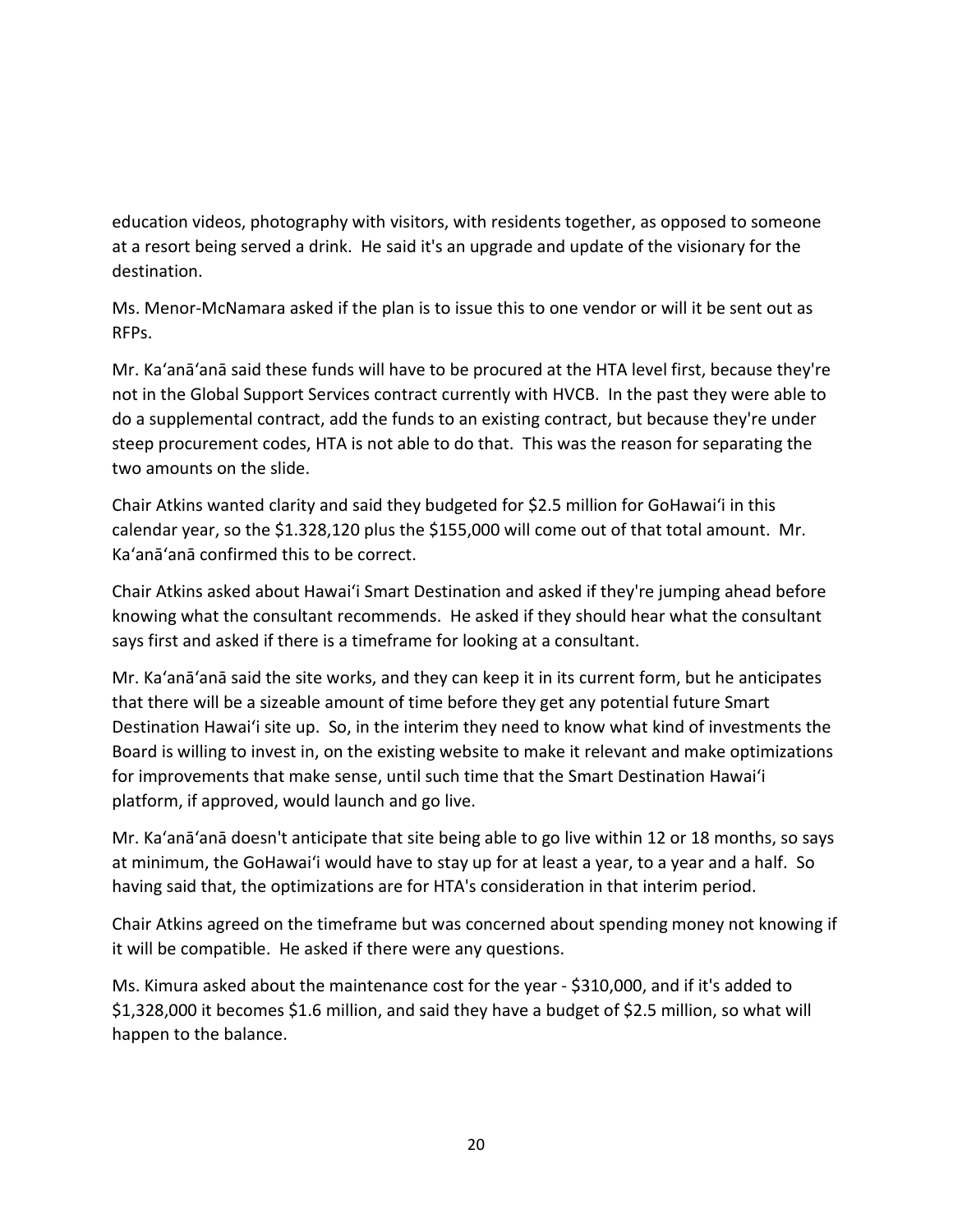education videos, photography with visitors, with residents together, as opposed to someone at a resort being served a drink. He said it's an upgrade and update of the visionary for the destination.

Ms. Menor-McNamara asked if the plan is to issue this to one vendor or will it be sent out as RFPs.

Mr. Ka'anā'anā said these funds will have to be procured at the HTA level first, because they're not in the Global Support Services contract currently with HVCB. In the past they were able to do a supplemental contract, add the funds to an existing contract, but because they're under steep procurement codes, HTA is not able to do that. This was the reason for separating the two amounts on the slide.

Chair Atkins wanted clarity and said they budgeted for $2.5 million for GoHawai'i in this calendar year, so the $1.328,120 plus the $155,000 will come out of that total amount. Mr. Ka'anā'anā confirmed this to be correct.

Chair Atkins asked about Hawai'i Smart Destination and asked if they're jumping ahead before knowing what the consultant recommends. He asked if they should hear what the consultant says first and asked if there is a timeframe for looking at a consultant.

Mr. Ka'anā'anā said the site works, and they can keep it in its current form, but he anticipates that there will be a sizeable amount of time before they get any potential future Smart Destination Hawai'i site up. So, in the interim they need to know what kind of investments the Board is willing to invest in, on the existing website to make it relevant and make optimizations for improvements that make sense, until such time that the Smart Destination Hawai'i platform, if approved, would launch and go live.

Mr. Ka'anā'anā doesn't anticipate that site being able to go live within 12 or 18 months, so says at minimum, the GoHawai'i would have to stay up for at least a year, to a year and a half. So having said that, the optimizations are for HTA's consideration in that interim period.

Chair Atkins agreed on the timeframe but was concerned about spending money not knowing if it will be compatible. He asked if there were any questions.

Ms. Kimura asked about the maintenance cost for the year - $310,000, and if it's added to $1,328,000 it becomes $1.6 million, and said they have a budget of $2.5 million, so what will happen to the balance.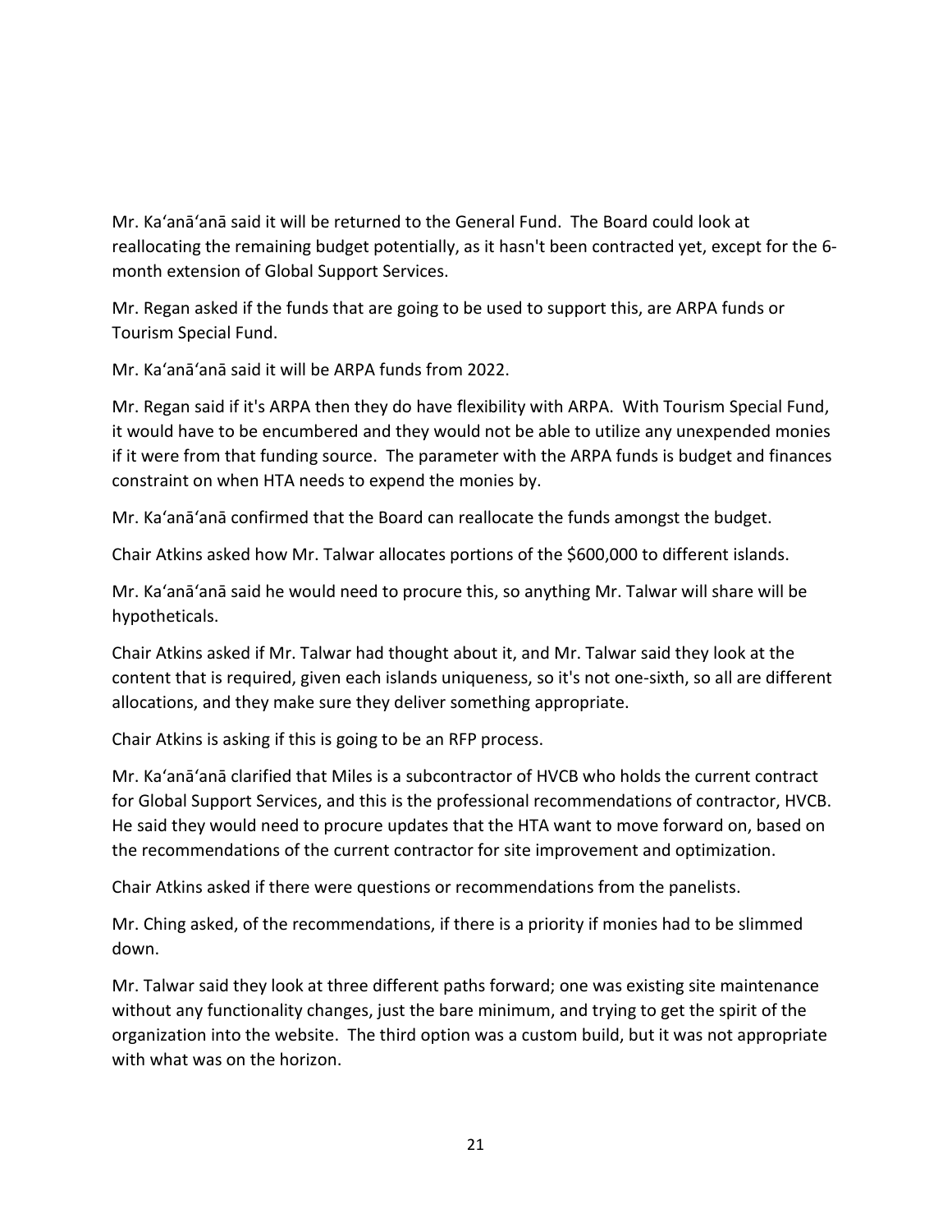Mr. Ka'anā'anā said it will be returned to the General Fund. The Board could look at reallocating the remaining budget potentially, as it hasn't been contracted yet, except for the 6-month extension of Global Support Services.

Mr. Regan asked if the funds that are going to be used to support this, are ARPA funds or Tourism Special Fund.

Mr. Ka'anā'anā said it will be ARPA funds from 2022.

Mr. Regan said if it's ARPA then they do have flexibility with ARPA. With Tourism Special Fund, it would have to be encumbered and they would not be able to utilize any unexpended monies if it were from that funding source. The parameter with the ARPA funds is budget and finances constraint on when HTA needs to expend the monies by.

Mr. Ka'anā'anā confirmed that the Board can reallocate the funds amongst the budget.

Chair Atkins asked how Mr. Talwar allocates portions of the $600,000 to different islands.

Mr. Ka'anā'anā said he would need to procure this, so anything Mr. Talwar will share will be hypotheticals.

Chair Atkins asked if Mr. Talwar had thought about it, and Mr. Talwar said they look at the content that is required, given each islands uniqueness, so it's not one-sixth, so all are different allocations, and they make sure they deliver something appropriate.

Chair Atkins is asking if this is going to be an RFP process.

Mr. Ka'anā'anā clarified that Miles is a subcontractor of HVCB who holds the current contract for Global Support Services, and this is the professional recommendations of contractor, HVCB. He said they would need to procure updates that the HTA want to move forward on, based on the recommendations of the current contractor for site improvement and optimization.

Chair Atkins asked if there were questions or recommendations from the panelists.

Mr. Ching asked, of the recommendations, if there is a priority if monies had to be slimmed down.

Mr. Talwar said they look at three different paths forward; one was existing site maintenance without any functionality changes, just the bare minimum, and trying to get the spirit of the organization into the website. The third option was a custom build, but it was not appropriate with what was on the horizon.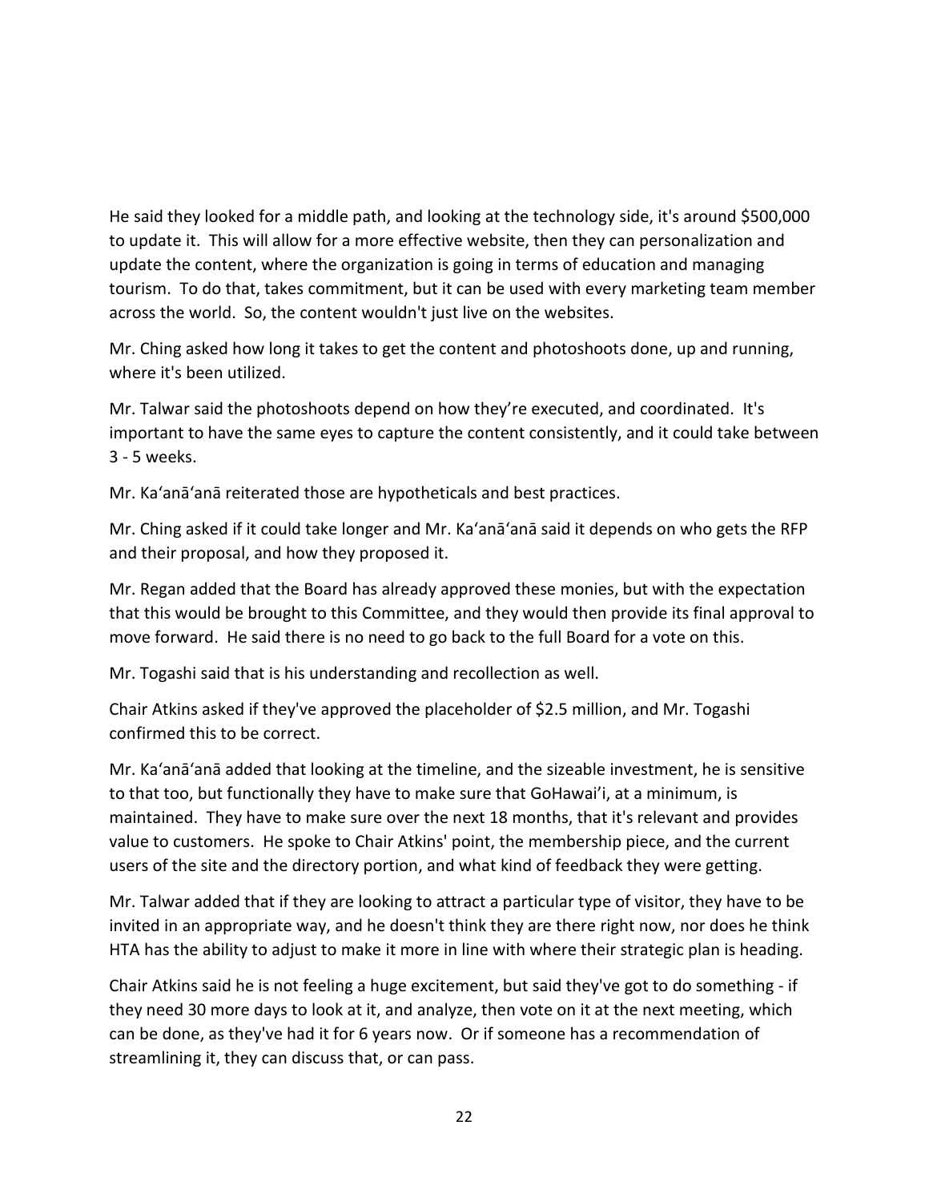He said they looked for a middle path, and looking at the technology side, it's around $500,000 to update it. This will allow for a more effective website, then they can personalization and update the content, where the organization is going in terms of education and managing tourism. To do that, takes commitment, but it can be used with every marketing team member across the world. So, the content wouldn't just live on the websites.

Mr. Ching asked how long it takes to get the content and photoshoots done, up and running, where it's been utilized.

Mr. Talwar said the photoshoots depend on how they're executed, and coordinated. It's important to have the same eyes to capture the content consistently, and it could take between 3 - 5 weeks.

Mr. Kaʻanāʻanā reiterated those are hypotheticals and best practices.

Mr. Ching asked if it could take longer and Mr. Kaʻanāʻanā said it depends on who gets the RFP and their proposal, and how they proposed it.

Mr. Regan added that the Board has already approved these monies, but with the expectation that this would be brought to this Committee, and they would then provide its final approval to move forward. He said there is no need to go back to the full Board for a vote on this.

Mr. Togashi said that is his understanding and recollection as well.

Chair Atkins asked if they've approved the placeholder of $2.5 million, and Mr. Togashi confirmed this to be correct.

Mr. Kaʻanāʻanā added that looking at the timeline, and the sizeable investment, he is sensitive to that too, but functionally they have to make sure that GoHawaiʻi, at a minimum, is maintained. They have to make sure over the next 18 months, that it's relevant and provides value to customers. He spoke to Chair Atkins' point, the membership piece, and the current users of the site and the directory portion, and what kind of feedback they were getting.

Mr. Talwar added that if they are looking to attract a particular type of visitor, they have to be invited in an appropriate way, and he doesn't think they are there right now, nor does he think HTA has the ability to adjust to make it more in line with where their strategic plan is heading.

Chair Atkins said he is not feeling a huge excitement, but said they've got to do something - if they need 30 more days to look at it, and analyze, then vote on it at the next meeting, which can be done, as they've had it for 6 years now. Or if someone has a recommendation of streamlining it, they can discuss that, or can pass.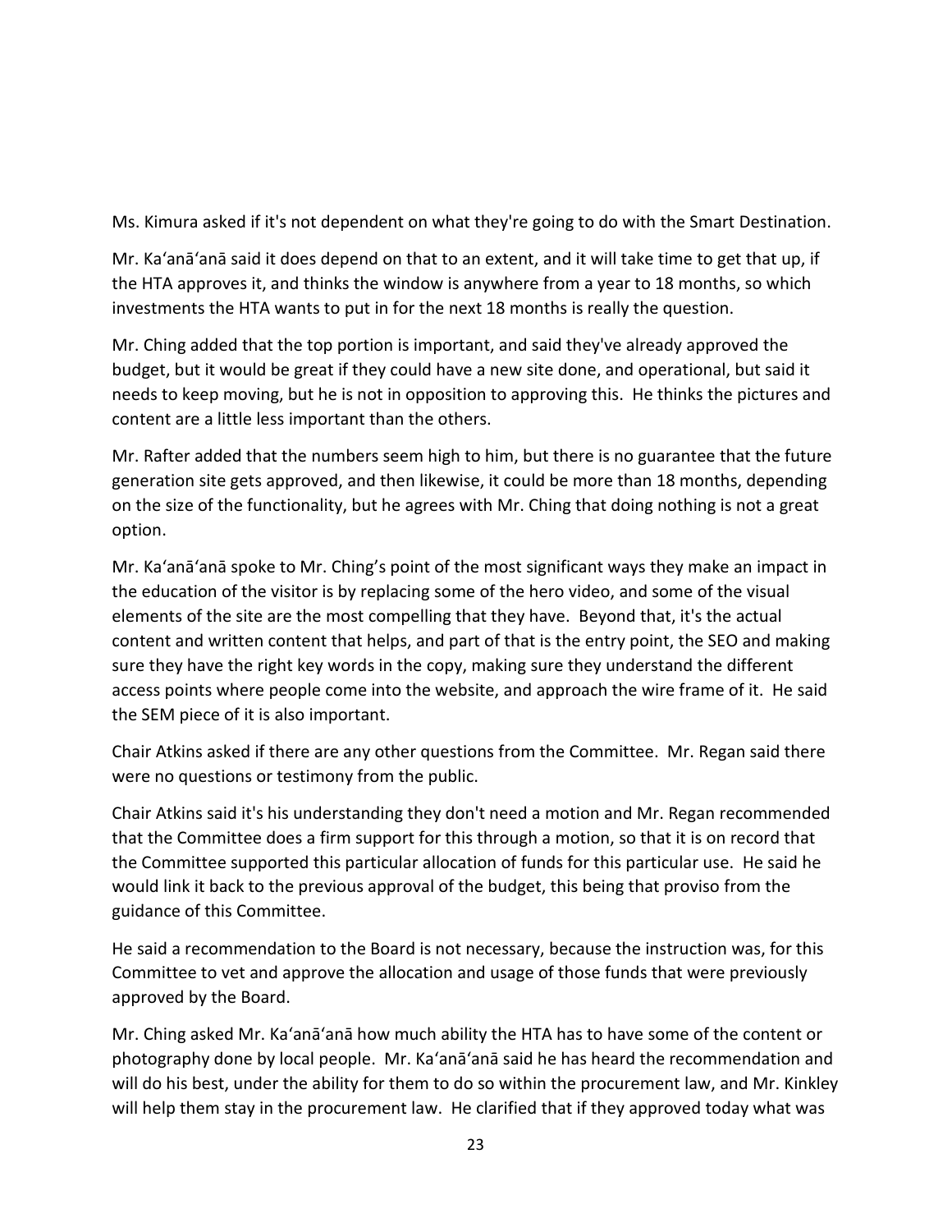Ms. Kimura asked if it's not dependent on what they're going to do with the Smart Destination.

Mr. Kaʻanāʻanā said it does depend on that to an extent, and it will take time to get that up, if the HTA approves it, and thinks the window is anywhere from a year to 18 months, so which investments the HTA wants to put in for the next 18 months is really the question.

Mr. Ching added that the top portion is important, and said they've already approved the budget, but it would be great if they could have a new site done, and operational, but said it needs to keep moving, but he is not in opposition to approving this. He thinks the pictures and content are a little less important than the others.

Mr. Rafter added that the numbers seem high to him, but there is no guarantee that the future generation site gets approved, and then likewise, it could be more than 18 months, depending on the size of the functionality, but he agrees with Mr. Ching that doing nothing is not a great option.

Mr. Kaʻanāʻanā spoke to Mr. Ching's point of the most significant ways they make an impact in the education of the visitor is by replacing some of the hero video, and some of the visual elements of the site are the most compelling that they have. Beyond that, it's the actual content and written content that helps, and part of that is the entry point, the SEO and making sure they have the right key words in the copy, making sure they understand the different access points where people come into the website, and approach the wire frame of it. He said the SEM piece of it is also important.

Chair Atkins asked if there are any other questions from the Committee. Mr. Regan said there were no questions or testimony from the public.

Chair Atkins said it's his understanding they don't need a motion and Mr. Regan recommended that the Committee does a firm support for this through a motion, so that it is on record that the Committee supported this particular allocation of funds for this particular use. He said he would link it back to the previous approval of the budget, this being that proviso from the guidance of this Committee.

He said a recommendation to the Board is not necessary, because the instruction was, for this Committee to vet and approve the allocation and usage of those funds that were previously approved by the Board.

Mr. Ching asked Mr. Kaʻanāʻanā how much ability the HTA has to have some of the content or photography done by local people. Mr. Kaʻanāʻanā said he has heard the recommendation and will do his best, under the ability for them to do so within the procurement law, and Mr. Kinkley will help them stay in the procurement law. He clarified that if they approved today what was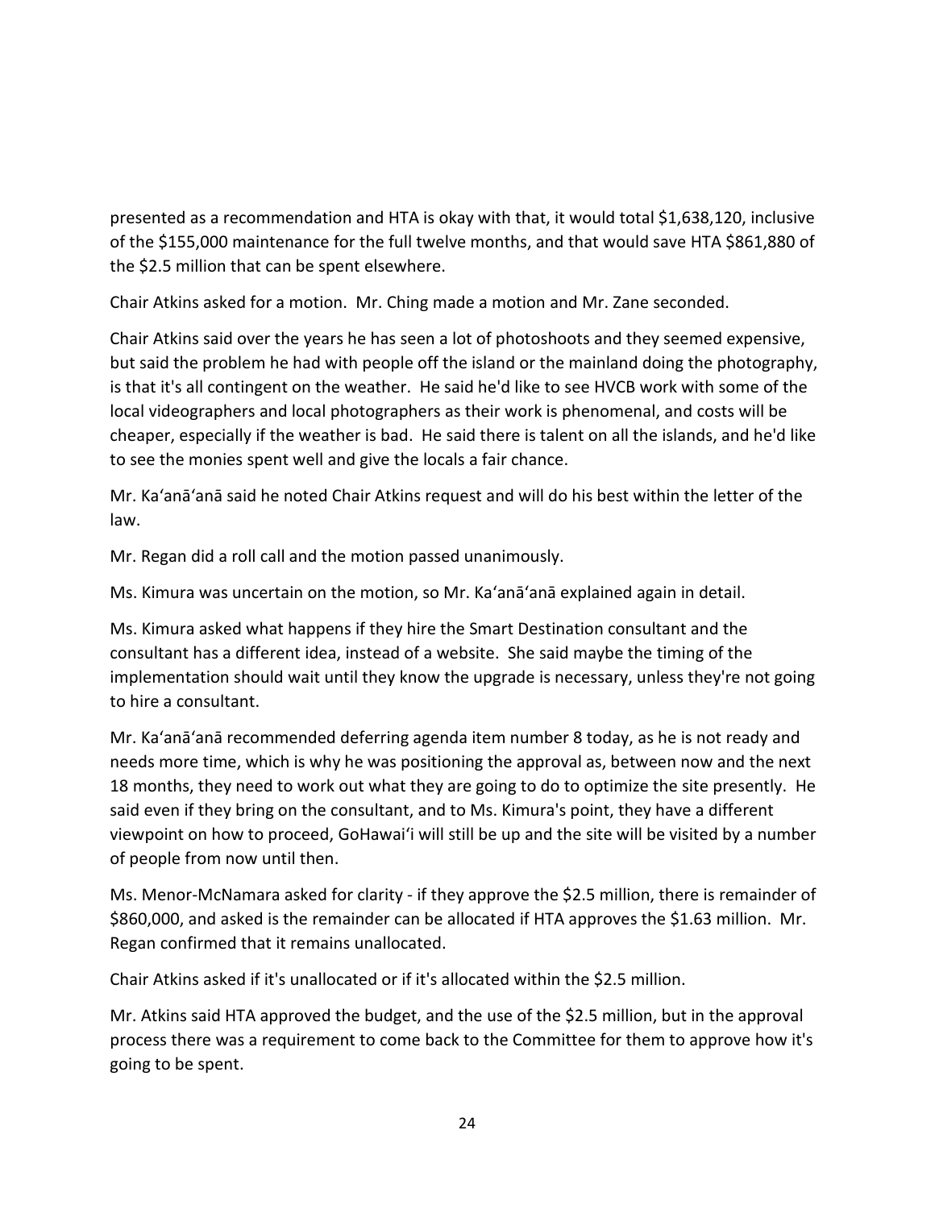presented as a recommendation and HTA is okay with that, it would total $1,638,120, inclusive of the $155,000 maintenance for the full twelve months, and that would save HTA $861,880 of the $2.5 million that can be spent elsewhere.

Chair Atkins asked for a motion. Mr. Ching made a motion and Mr. Zane seconded.

Chair Atkins said over the years he has seen a lot of photoshoots and they seemed expensive, but said the problem he had with people off the island or the mainland doing the photography, is that it's all contingent on the weather. He said he'd like to see HVCB work with some of the local videographers and local photographers as their work is phenomenal, and costs will be cheaper, especially if the weather is bad. He said there is talent on all the islands, and he'd like to see the monies spent well and give the locals a fair chance.

Mr. Ka'anā'anā said he noted Chair Atkins request and will do his best within the letter of the law.

Mr. Regan did a roll call and the motion passed unanimously.

Ms. Kimura was uncertain on the motion, so Mr. Ka'anā'anā explained again in detail.

Ms. Kimura asked what happens if they hire the Smart Destination consultant and the consultant has a different idea, instead of a website. She said maybe the timing of the implementation should wait until they know the upgrade is necessary, unless they're not going to hire a consultant.

Mr. Ka'anā'anā recommended deferring agenda item number 8 today, as he is not ready and needs more time, which is why he was positioning the approval as, between now and the next 18 months, they need to work out what they are going to do to optimize the site presently. He said even if they bring on the consultant, and to Ms. Kimura's point, they have a different viewpoint on how to proceed, GoHawai'i will still be up and the site will be visited by a number of people from now until then.

Ms. Menor-McNamara asked for clarity - if they approve the $2.5 million, there is remainder of $860,000, and asked is the remainder can be allocated if HTA approves the $1.63 million. Mr. Regan confirmed that it remains unallocated.

Chair Atkins asked if it's unallocated or if it's allocated within the $2.5 million.

Mr. Atkins said HTA approved the budget, and the use of the $2.5 million, but in the approval process there was a requirement to come back to the Committee for them to approve how it's going to be spent.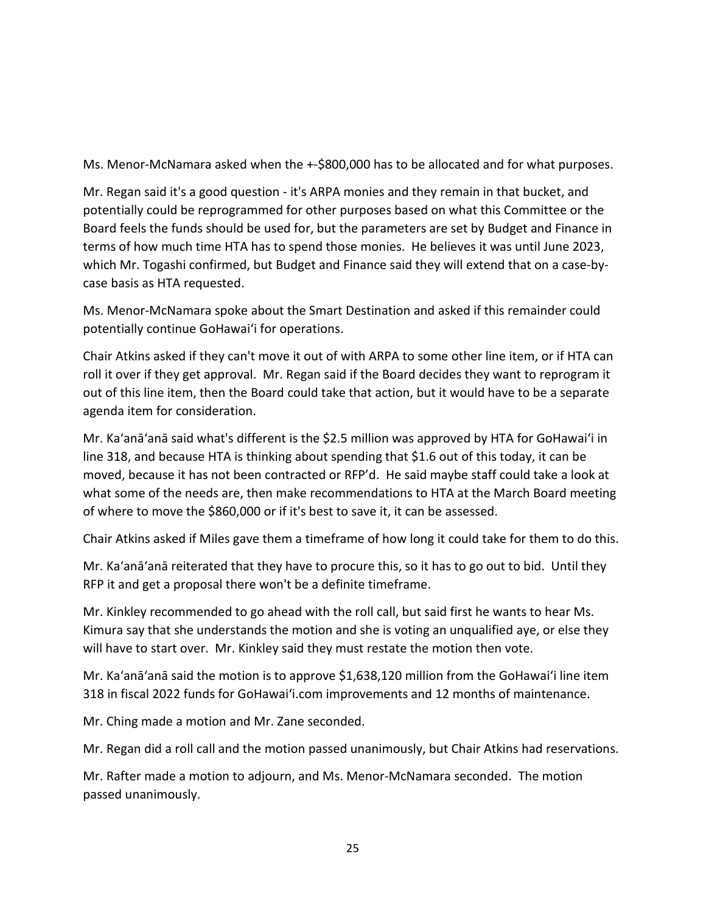Ms. Menor-McNamara asked when the +-$800,000 has to be allocated and for what purposes.

Mr. Regan said it's a good question - it's ARPA monies and they remain in that bucket, and potentially could be reprogrammed for other purposes based on what this Committee or the Board feels the funds should be used for, but the parameters are set by Budget and Finance in terms of how much time HTA has to spend those monies. He believes it was until June 2023, which Mr. Togashi confirmed, but Budget and Finance said they will extend that on a case-by-case basis as HTA requested.

Ms. Menor-McNamara spoke about the Smart Destination and asked if this remainder could potentially continue GoHawaiʻi for operations.

Chair Atkins asked if they can't move it out of with ARPA to some other line item, or if HTA can roll it over if they get approval. Mr. Regan said if the Board decides they want to reprogram it out of this line item, then the Board could take that action, but it would have to be a separate agenda item for consideration.

Mr. Kaʻanāʻanā said what's different is the $2.5 million was approved by HTA for GoHawaiʻi in line 318, and because HTA is thinking about spending that $1.6 out of this today, it can be moved, because it has not been contracted or RFP'd. He said maybe staff could take a look at what some of the needs are, then make recommendations to HTA at the March Board meeting of where to move the $860,000 or if it's best to save it, it can be assessed.

Chair Atkins asked if Miles gave them a timeframe of how long it could take for them to do this.

Mr. Kaʻanāʻanā reiterated that they have to procure this, so it has to go out to bid. Until they RFP it and get a proposal there won't be a definite timeframe.

Mr. Kinkley recommended to go ahead with the roll call, but said first he wants to hear Ms. Kimura say that she understands the motion and she is voting an unqualified aye, or else they will have to start over. Mr. Kinkley said they must restate the motion then vote.

Mr. Kaʻanāʻanā said the motion is to approve $1,638,120 million from the GoHawaiʻi line item 318 in fiscal 2022 funds for GoHawaiʻi.com improvements and 12 months of maintenance.

Mr. Ching made a motion and Mr. Zane seconded.

Mr. Regan did a roll call and the motion passed unanimously, but Chair Atkins had reservations.

Mr. Rafter made a motion to adjourn, and Ms. Menor-McNamara seconded. The motion passed unanimously.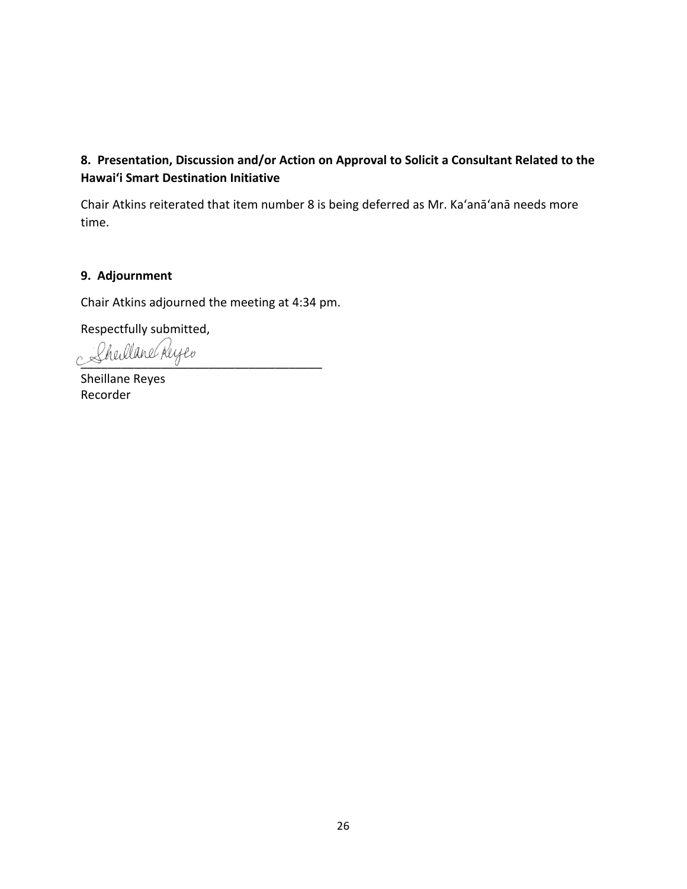**8. Presentation, Discussion and/or Action on Approval to Solicit a Consultant Related to the Hawaiʻi Smart Destination Initiative**

Chair Atkins reiterated that item number 8 is being deferred as Mr. Kaʻanāʻanā needs more time.

**9. Adjournment**

Chair Atkins adjourned the meeting at 4:34 pm.

Respectfully submitted,

Sheillane Reyes
Recorder